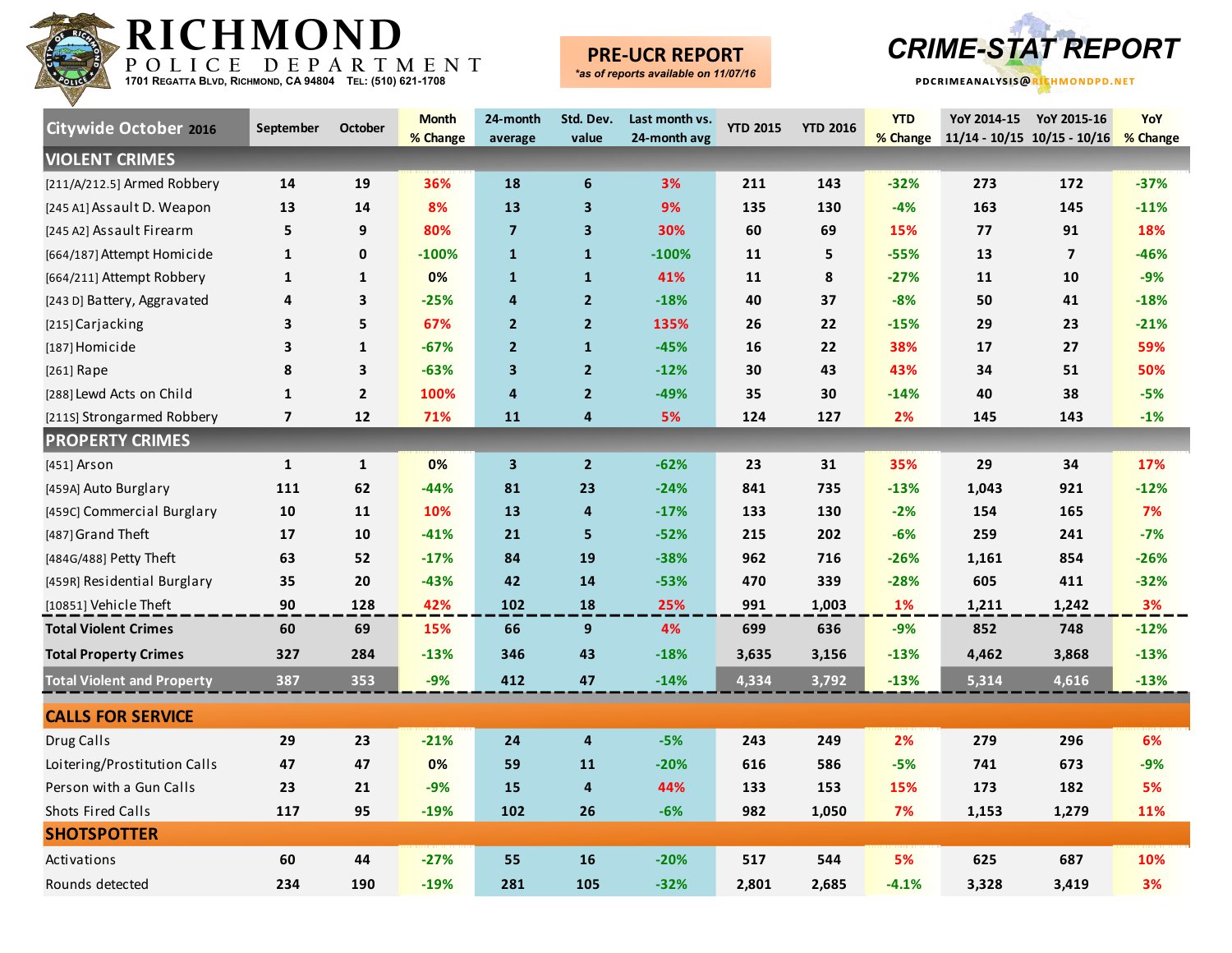# RICHMOND POLICE DEPARTMENT

1701 Regatta Blvd, Richmond, CA 94804 Tel: (510) 621-1708

**PRE-UCR REPORT**
*as of reports available on 11/07/16*

# CRIME-STAT REPORT

PDCRIMEANALYSIS@RICHMONDPD.NET

| Citywide October 2016 | September | October | Month % Change | 24-month average | Std. Dev. value | Last month vs. 24-month avg | YTD 2015 | YTD 2016 | YTD % Change | YoY 2014-15 11/14 - 10/15 | YoY 2015-16 10/15 - 10/16 | YoY % Change |
|---|---|---|---|---|---|---|---|---|---|---|---|---|
| **VIOLENT CRIMES** | | | | | | | | | | | | |
| [211/A/212.5] Armed Robbery | 14 | 19 | 36% | 18 | 6 | 3% | 211 | 143 | -32% | 273 | 172 | -37% |
| [245 A1] Assault D. Weapon | 13 | 14 | 8% | 13 | 3 | 9% | 135 | 130 | -4% | 163 | 145 | -11% |
| [245 A2] Assault Firearm | 5 | 9 | 80% | 7 | 3 | 30% | 60 | 69 | 15% | 77 | 91 | 18% |
| [664/187] Attempt Homicide | 1 | 0 | -100% | 1 | 1 | -100% | 11 | 5 | -55% | 13 | 7 | -46% |
| [664/211] Attempt Robbery | 1 | 1 | 0% | 1 | 1 | 41% | 11 | 8 | -27% | 11 | 10 | -9% |
| [243 D] Battery, Aggravated | 4 | 3 | -25% | 4 | 2 | -18% | 40 | 37 | -8% | 50 | 41 | -18% |
| [215] Carjacking | 3 | 5 | 67% | 2 | 2 | 135% | 26 | 22 | -15% | 29 | 23 | -21% |
| [187] Homicide | 3 | 1 | -67% | 2 | 1 | -45% | 16 | 22 | 38% | 17 | 27 | 59% |
| [261] Rape | 8 | 3 | -63% | 3 | 2 | -12% | 30 | 43 | 43% | 34 | 51 | 50% |
| [288] Lewd Acts on Child | 1 | 2 | 100% | 4 | 2 | -49% | 35 | 30 | -14% | 40 | 38 | -5% |
| [211S] Strongarmed Robbery | 7 | 12 | 71% | 11 | 4 | 5% | 124 | 127 | 2% | 145 | 143 | -1% |
| **PROPERTY CRIMES** | | | | | | | | | | | | |
| [451] Arson | 1 | 1 | 0% | 3 | 2 | -62% | 23 | 31 | 35% | 29 | 34 | 17% |
| [459A] Auto Burglary | 111 | 62 | -44% | 81 | 23 | -24% | 841 | 735 | -13% | 1,043 | 921 | -12% |
| [459C] Commercial Burglary | 10 | 11 | 10% | 13 | 4 | -17% | 133 | 130 | -2% | 154 | 165 | 7% |
| [487] Grand Theft | 17 | 10 | -41% | 21 | 5 | -52% | 215 | 202 | -6% | 259 | 241 | -7% |
| [484G/488] Petty Theft | 63 | 52 | -17% | 84 | 19 | -38% | 962 | 716 | -26% | 1,161 | 854 | -26% |
| [459R] Residential Burglary | 35 | 20 | -43% | 42 | 14 | -53% | 470 | 339 | -28% | 605 | 411 | -32% |
| [10851] Vehicle Theft | 90 | 128 | 42% | 102 | 18 | 25% | 991 | 1,003 | 1% | 1,211 | 1,242 | 3% |
| **Total Violent Crimes** | 60 | 69 | 15% | 66 | 9 | 4% | 699 | 636 | -9% | 852 | 748 | -12% |
| **Total Property Crimes** | 327 | 284 | -13% | 346 | 43 | -18% | 3,635 | 3,156 | -13% | 4,462 | 3,868 | -13% |
| **Total Violent and Property** | 387 | 353 | -9% | 412 | 47 | -14% | 4,334 | 3,792 | -13% | 5,314 | 4,616 | -13% |
| **CALLS FOR SERVICE** | | | | | | | | | | | | |
| Drug Calls | 29 | 23 | -21% | 24 | 4 | -5% | 243 | 249 | 2% | 279 | 296 | 6% |
| Loitering/Prostitution Calls | 47 | 47 | 0% | 59 | 11 | -20% | 616 | 586 | -5% | 741 | 673 | -9% |
| Person with a Gun Calls | 23 | 21 | -9% | 15 | 4 | 44% | 133 | 153 | 15% | 173 | 182 | 5% |
| Shots Fired Calls | 117 | 95 | -19% | 102 | 26 | -6% | 982 | 1,050 | 7% | 1,153 | 1,279 | 11% |
| **SHOTSPOTTER** | | | | | | | | | | | | |
| Activations | 60 | 44 | -27% | 55 | 16 | -20% | 517 | 544 | 5% | 625 | 687 | 10% |
| Rounds detected | 234 | 190 | -19% | 281 | 105 | -32% | 2,801 | 2,685 | -4.1% | 3,328 | 3,419 | 3% |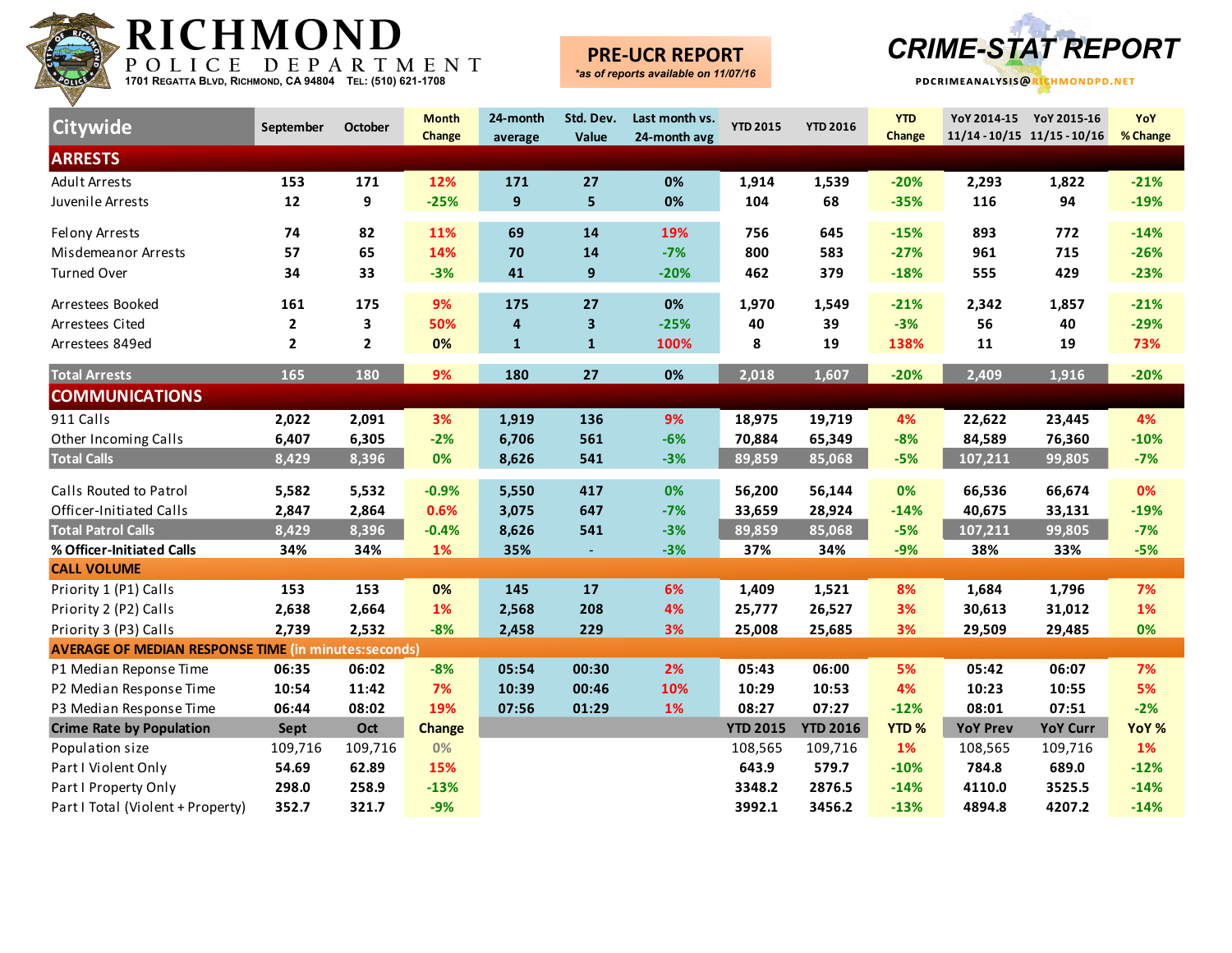# RICHMOND

POLICE DEPARTMENT

1701 Regatta Blvd, Richmond, CA 94804 Tel: (510) 621-1708

**PRE-UCR REPORT**

*as of reports available on 11/07/16*

# CRIME-STAT REPORT

PDCRIMEANALYSIS@RICHMONDPD.NET

| Citywide | September | October | Month Change | 24-month average | Std. Dev. Value | Last month vs. 24-month avg | YTD 2015 | YTD 2016 | YTD Change | YoY 2014-15 11/14 - 10/15 | YoY 2015-16 11/15 - 10/16 | YoY % Change |
|---|---|---|---|---|---|---|---|---|---|---|---|---|
| **ARRESTS** | | | | | | | | | | | | |
| Adult Arrests | 153 | 171 | 12% | 171 | 27 | 0% | 1,914 | 1,539 | -20% | 2,293 | 1,822 | -21% |
| Juvenile Arrests | 12 | 9 | -25% | 9 | 5 | 0% | 104 | 68 | -35% | 116 | 94 | -19% |
| Felony Arrests | 74 | 82 | 11% | 69 | 14 | 19% | 756 | 645 | -15% | 893 | 772 | -14% |
| Misdemeanor Arrests | 57 | 65 | 14% | 70 | 14 | -7% | 800 | 583 | -27% | 961 | 715 | -26% |
| Turned Over | 34 | 33 | -3% | 41 | 9 | -20% | 462 | 379 | -18% | 555 | 429 | -23% |
| Arrestees Booked | 161 | 175 | 9% | 175 | 27 | 0% | 1,970 | 1,549 | -21% | 2,342 | 1,857 | -21% |
| Arrestees Cited | 2 | 3 | 50% | 4 | 3 | -25% | 40 | 39 | -3% | 56 | 40 | -29% |
| Arrestees 849ed | 2 | 2 | 0% | 1 | 1 | 100% | 8 | 19 | 138% | 11 | 19 | 73% |
| **Total Arrests** | 165 | 180 | 9% | 180 | 27 | 0% | 2,018 | 1,607 | -20% | 2,409 | 1,916 | -20% |
| **COMMUNICATIONS** | | | | | | | | | | | | |
| 911 Calls | 2,022 | 2,091 | 3% | 1,919 | 136 | 9% | 18,975 | 19,719 | 4% | 22,622 | 23,445 | 4% |
| Other Incoming Calls | 6,407 | 6,305 | -2% | 6,706 | 561 | -6% | 70,884 | 65,349 | -8% | 84,589 | 76,360 | -10% |
| **Total Calls** | 8,429 | 8,396 | 0% | 8,626 | 541 | -3% | 89,859 | 85,068 | -5% | 107,211 | 99,805 | -7% |
| Calls Routed to Patrol | 5,582 | 5,532 | -0.9% | 5,550 | 417 | 0% | 56,200 | 56,144 | 0% | 66,536 | 66,674 | 0% |
| Officer-Initiated Calls | 2,847 | 2,864 | 0.6% | 3,075 | 647 | -7% | 33,659 | 28,924 | -14% | 40,675 | 33,131 | -19% |
| **Total Patrol Calls** | 8,429 | 8,396 | -0.4% | 8,626 | 541 | -3% | 89,859 | 85,068 | -5% | 107,211 | 99,805 | -7% |
| **% Officer-Initiated Calls** | 34% | 34% | 1% | 35% | - | -3% | 37% | 34% | -9% | 38% | 33% | -5% |
| **CALL VOLUME** | | | | | | | | | | | | |
| Priority 1 (P1) Calls | 153 | 153 | 0% | 145 | 17 | 6% | 1,409 | 1,521 | 8% | 1,684 | 1,796 | 7% |
| Priority 2 (P2) Calls | 2,638 | 2,664 | 1% | 2,568 | 208 | 4% | 25,777 | 26,527 | 3% | 30,613 | 31,012 | 1% |
| Priority 3 (P3) Calls | 2,739 | 2,532 | -8% | 2,458 | 229 | 3% | 25,008 | 25,685 | 3% | 29,509 | 29,485 | 0% |
| **AVERAGE OF MEDIAN RESPONSE TIME (in minutes:seconds)** | | | | | | | | | | | | |
| P1 Median Reponse Time | 06:35 | 06:02 | -8% | 05:54 | 00:30 | 2% | 05:43 | 06:00 | 5% | 05:42 | 06:07 | 7% |
| P2 Median Response Time | 10:54 | 11:42 | 7% | 10:39 | 00:46 | 10% | 10:29 | 10:53 | 4% | 10:23 | 10:55 | 5% |
| P3 Median Response Time | 06:44 | 08:02 | 19% | 07:56 | 01:29 | 1% | 08:27 | 07:27 | -12% | 08:01 | 07:51 | -2% |
| **Crime Rate by Population** | **Sept** | **Oct** | **Change** | | | | **YTD 2015** | **YTD 2016** | **YTD %** | **YoY Prev** | **YoY Curr** | **YoY %** |
| Population size | 109,716 | 109,716 | 0% | | | | 108,565 | 109,716 | 1% | 108,565 | 109,716 | 1% |
| Part I Violent Only | 54.69 | 62.89 | 15% | | | | 643.9 | 579.7 | -10% | 784.8 | 689.0 | -12% |
| Part I Property Only | 298.0 | 258.9 | -13% | | | | 3348.2 | 2876.5 | -14% | 4110.0 | 3525.5 | -14% |
| Part I Total (Violent + Property) | 352.7 | 321.7 | -9% | | | | 3992.1 | 3456.2 | -13% | 4894.8 | 4207.2 | -14% |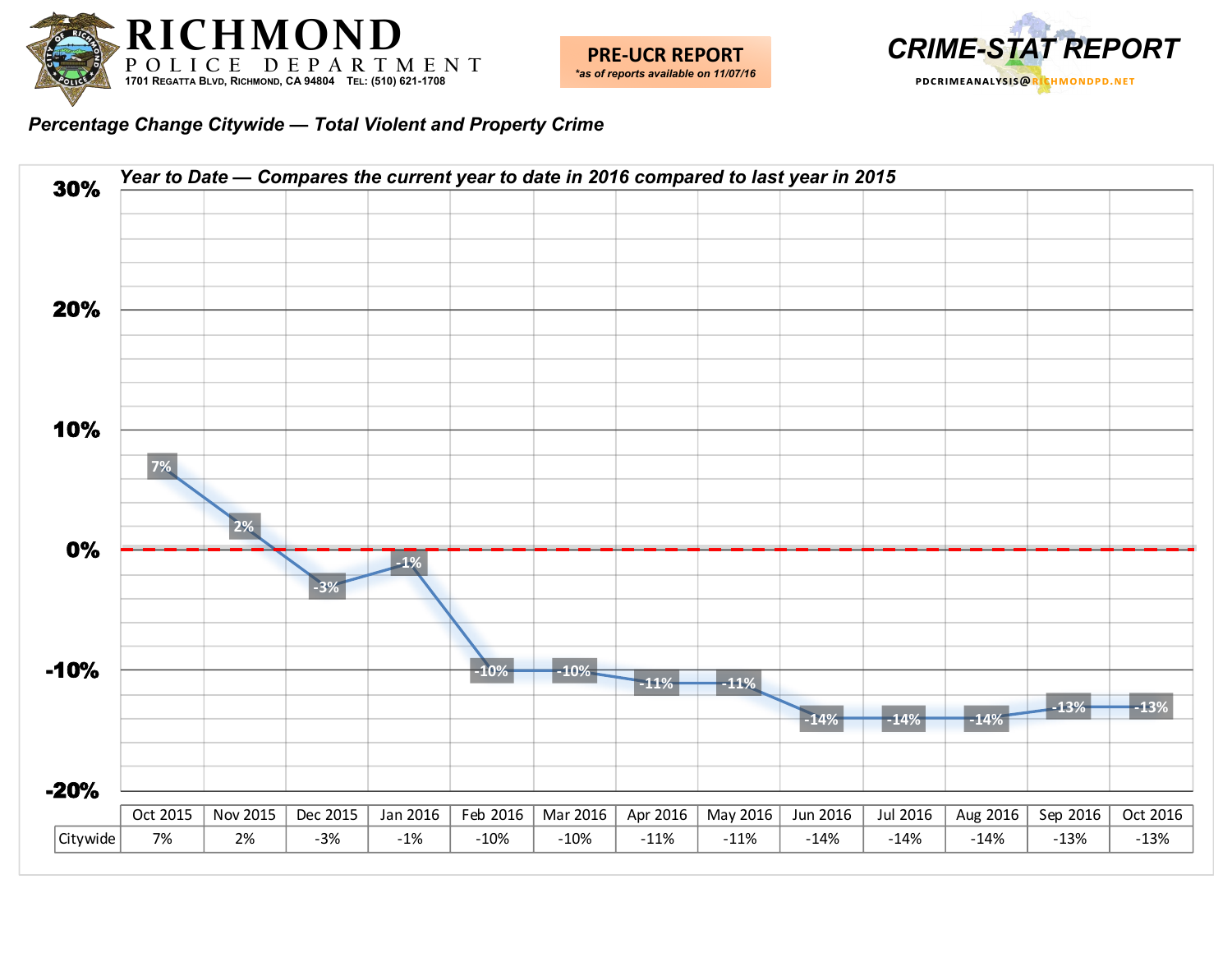# RICHMOND POLICE DEPARTMENT

1701 Regatta Blvd, Richmond, CA 94804 Tel: (510) 621-1708

**PRE-UCR REPORT**
*as of reports available on 11/07/16*

**CRIME-STAT REPORT**
PDCRIMEANALYSIS@RICHMONDPD.NET

## *Percentage Change Citywide — Total Violent and Property Crime*

### *Year to Date — Compares the current year to date in 2016 compared to last year in 2015*

| | Oct 2015 | Nov 2015 | Dec 2015 | Jan 2016 | Feb 2016 | Mar 2016 | Apr 2016 | May 2016 | Jun 2016 | Jul 2016 | Aug 2016 | Sep 2016 | Oct 2016 |
|---|---|---|---|---|---|---|---|---|---|---|---|---|---|
| Citywide | 7% | 2% | -3% | -1% | -10% | -10% | -11% | -11% | -14% | -14% | -14% | -13% | -13% |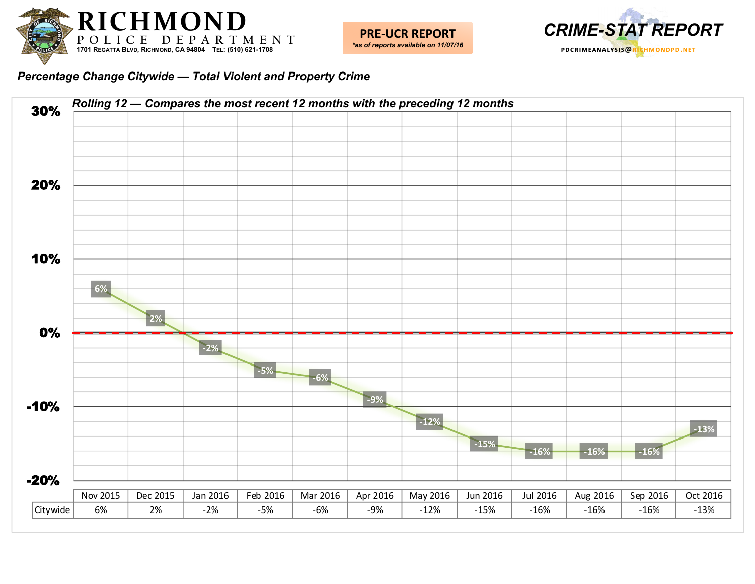# RICHMOND POLICE DEPARTMENT

1701 Regatta Blvd, Richmond, CA 94804 Tel: (510) 621-1708

**PRE-UCR REPORT**
*\*as of reports available on 11/07/16*

**CRIME-STAT REPORT**
PDCRIMEANALYSIS@RICHMONDPD.NET

***Percentage Change Citywide — Total Violent and Property Crime***

***Rolling 12 — Compares the most recent 12 months with the preceding 12 months***

| | Nov 2015 | Dec 2015 | Jan 2016 | Feb 2016 | Mar 2016 | Apr 2016 | May 2016 | Jun 2016 | Jul 2016 | Aug 2016 | Sep 2016 | Oct 2016 |
|---|---|---|---|---|---|---|---|---|---|---|---|---|
| Citywide | 6% | 2% | -2% | -5% | -6% | -9% | -12% | -15% | -16% | -16% | -16% | -13% |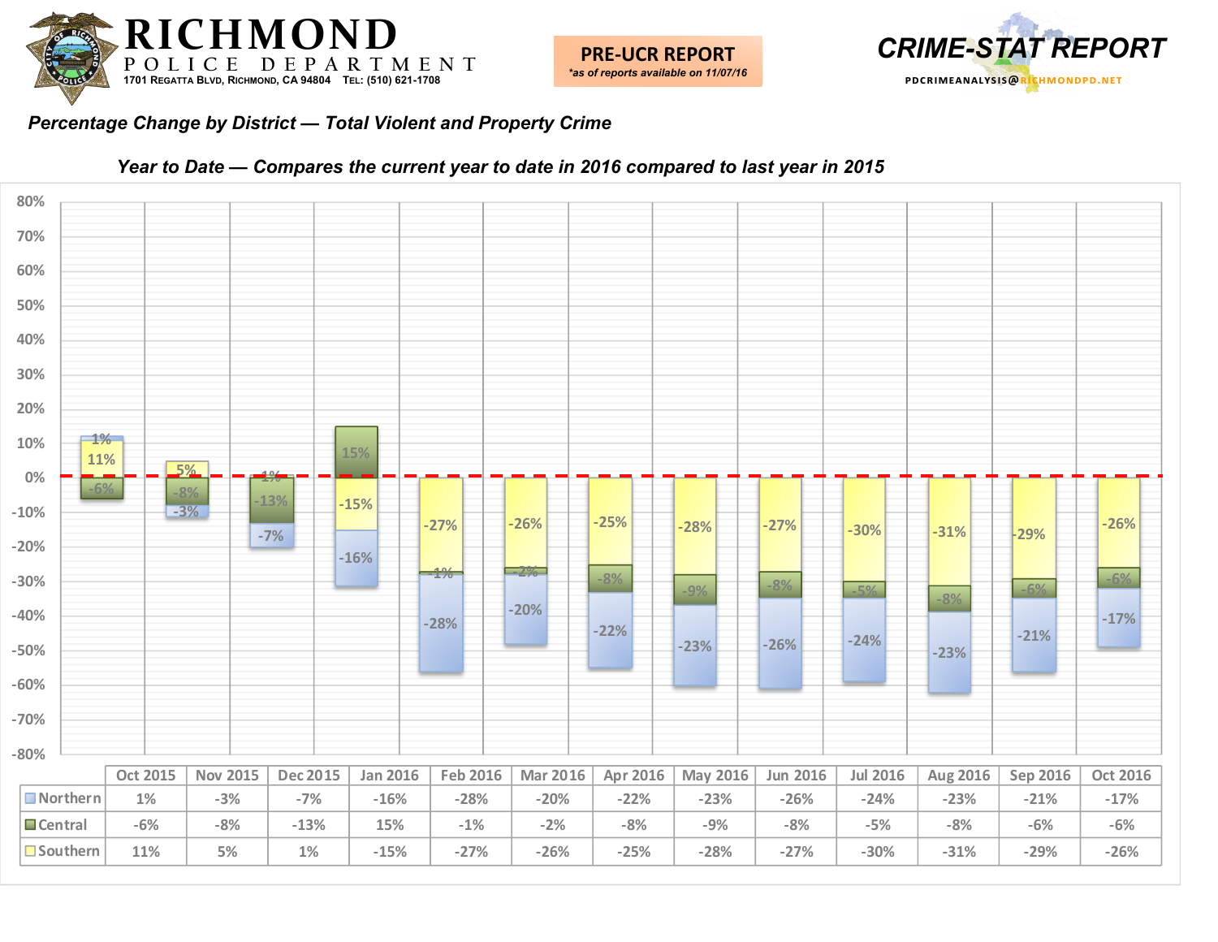# RICHMOND POLICE DEPARTMENT

1701 Regatta Blvd, Richmond, CA 94804 Tel: (510) 621-1708

**PRE-UCR REPORT**
*as of reports available on 11/07/16*

**CRIME-STAT REPORT**
PDCRIMEANALYSIS@RICHMONDPD.NET

***Percentage Change by District — Total Violent and Property Crime***

***Year to Date — Compares the current year to date in 2016 compared to last year in 2015***

| | Oct 2015 | Nov 2015 | Dec 2015 | Jan 2016 | Feb 2016 | Mar 2016 | Apr 2016 | May 2016 | Jun 2016 | Jul 2016 | Aug 2016 | Sep 2016 | Oct 2016 |
|---|---|---|---|---|---|---|---|---|---|---|---|---|---|
| Northern | 1% | -3% | -7% | -16% | -28% | -20% | -22% | -23% | -26% | -24% | -23% | -21% | -17% |
| Central | -6% | -8% | -13% | 15% | -1% | -2% | -8% | -9% | -8% | -5% | -8% | -6% | -6% |
| Southern | 11% | 5% | 1% | -15% | -27% | -26% | -25% | -28% | -27% | -30% | -31% | -29% | -26% |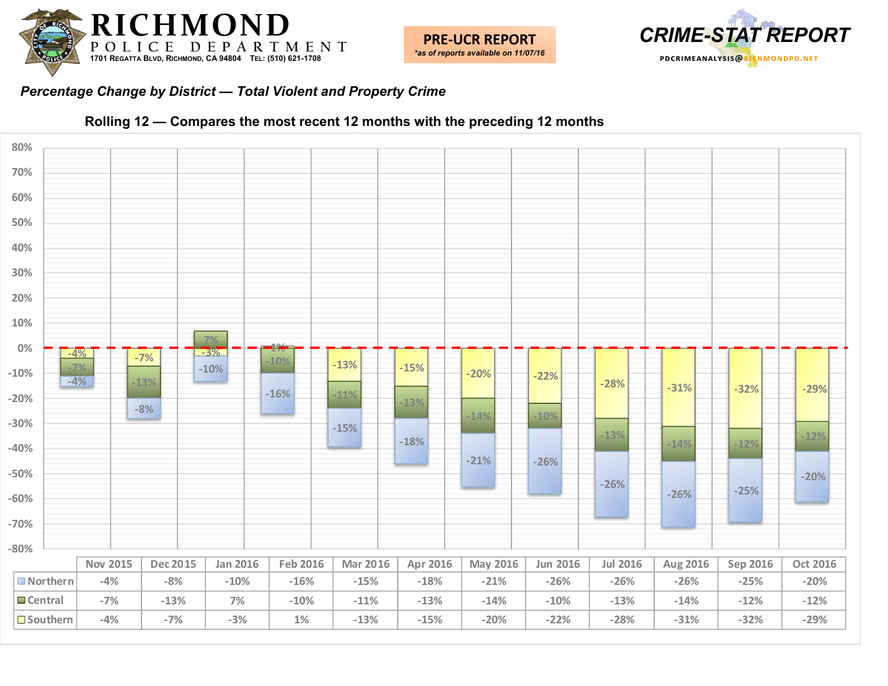# RICHMOND POLICE DEPARTMENT

1701 Regatta Blvd, Richmond, CA 94804 Tel: (510) 621-1708

**PRE-UCR REPORT**
*as of reports available on 11/07/16*

**CRIME-STAT REPORT**
PDCRIMEANALYSIS@RICHMONDPD.NET

## *Percentage Change by District — Total Violent and Property Crime*

### Rolling 12 — Compares the most recent 12 months with the preceding 12 months

| | Nov 2015 | Dec 2015 | Jan 2016 | Feb 2016 | Mar 2016 | Apr 2016 | May 2016 | Jun 2016 | Jul 2016 | Aug 2016 | Sep 2016 | Oct 2016 |
|---|---|---|---|---|---|---|---|---|---|---|---|---|
| Northern | -4% | -8% | -10% | -16% | -15% | -18% | -21% | -26% | -26% | -26% | -25% | -20% |
| Central | -7% | -13% | 7% | -10% | -11% | -13% | -14% | -10% | -13% | -14% | -12% | -12% |
| Southern | -4% | -7% | -3% | 1% | -13% | -15% | -20% | -22% | -28% | -31% | -32% | -29% |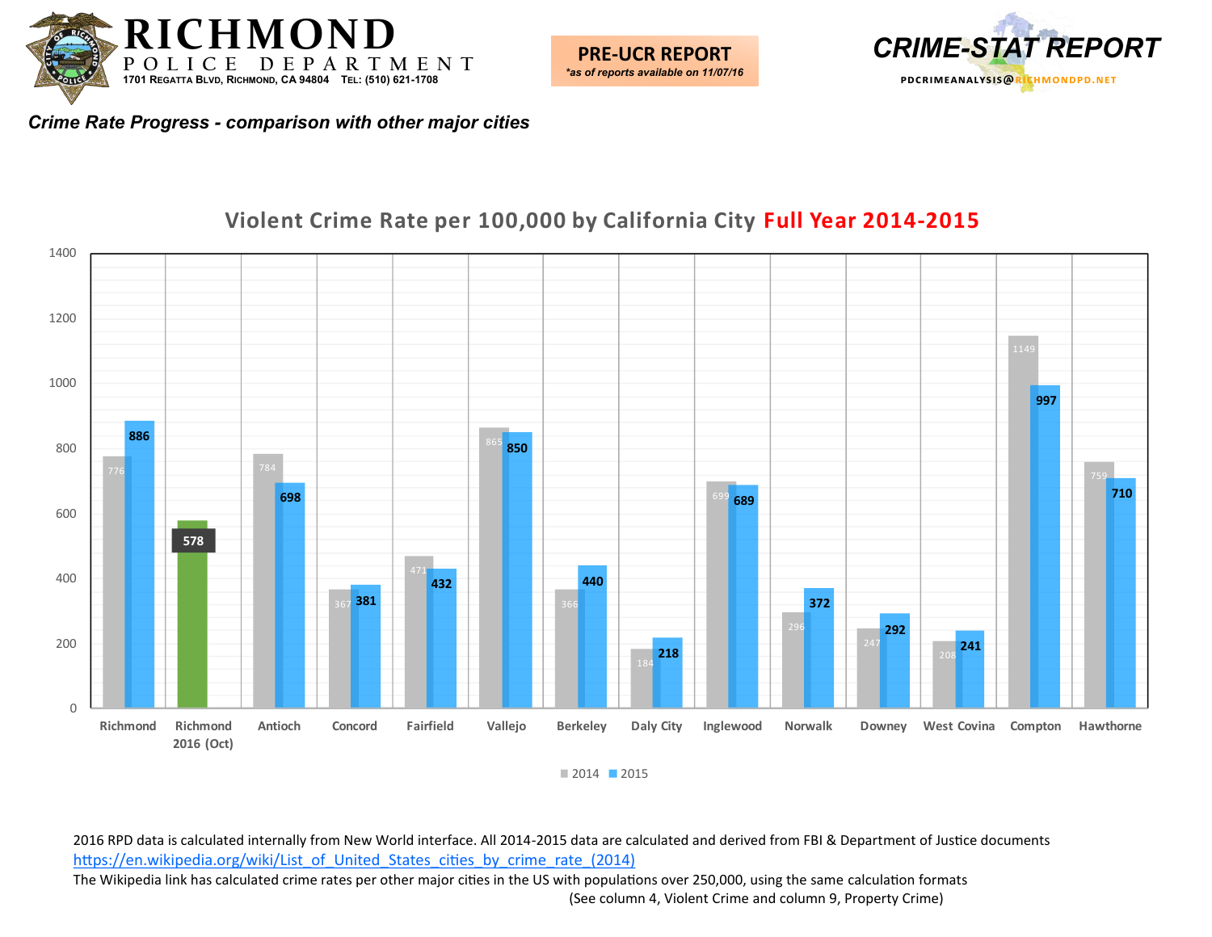# RICHMOND POLICE DEPARTMENT

1701 Regatta Blvd, Richmond, CA 94804 Tel: (510) 621-1708

**PRE-UCR REPORT**
*as of reports available on 11/07/16*

**CRIME-STAT REPORT**
PDCRIMEANALYSIS@RICHMONDPD.NET

***Crime Rate Progress - comparison with other major cities***

## Violent Crime Rate per 100,000 by California City Full Year 2014-2015

| City | 2014 | 2015 |
|---|---|---|
| Richmond | 776 | 886 |
| Richmond 2016 (Oct) | 578 | |
| Antioch | 784 | 698 |
| Concord | 367 | 381 |
| Fairfield | 471 | 432 |
| Vallejo | 865 | 850 |
| Berkeley | 366 | 440 |
| Daly City | 184 | 218 |
| Inglewood | 699 | 689 |
| Norwalk | 296 | 372 |
| Downey | 247 | 292 |
| West Covina | 208 | 241 |
| Compton | 1149 | 997 |
| Hawthorne | 759 | 710 |

2016 RPD data is calculated internally from New World interface. All 2014-2015 data are calculated and derived from FBI & Department of Justice documents
https://en.wikipedia.org/wiki/List_of_United_States_cities_by_crime_rate_(2014)
The Wikipedia link has calculated crime rates per other major cities in the US with populations over 250,000, using the same calculation formats
(See column 4, Violent Crime and column 9, Property Crime)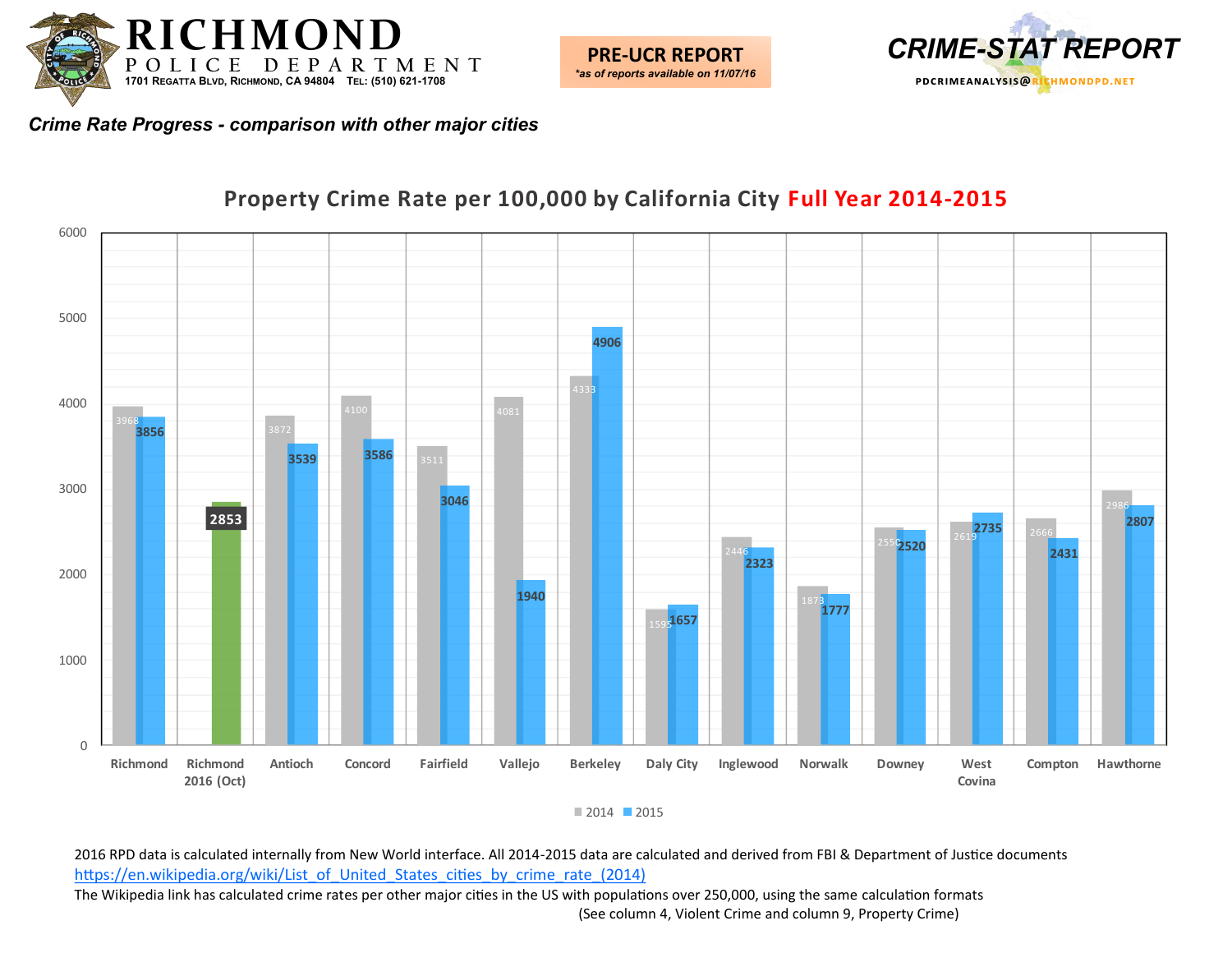# RICHMOND POLICE DEPARTMENT

1701 Regatta Blvd, Richmond, CA 94804 Tel: (510) 621-1708

**PRE-UCR REPORT**
*\*as of reports available on 11/07/16*

**CRIME-STAT REPORT**
PDCRIMEANALYSIS@RICHMONDPD.NET

***Crime Rate Progress - comparison with other major cities***

## Property Crime Rate per 100,000 by California City Full Year 2014-2015

| City | 2014 | 2015 |
|---|---|---|
| Richmond | 3968 | 3856 |
| Richmond 2016 (Oct) | | 2853 |
| Antioch | 3872 | 3539 |
| Concord | 4100 | 3586 |
| Fairfield | 3511 | 3046 |
| Vallejo | 4081 | 1940 |
| Berkeley | 4333 | 4906 |
| Daly City | 1595 | 1657 |
| Inglewood | 2446 | 2323 |
| Norwalk | 1873 | 1777 |
| Downey | 2550 | 2520 |
| West Covina | 2619 | 2735 |
| Compton | 2666 | 2431 |
| Hawthorne | 2986 | 2807 |

2016 RPD data is calculated internally from New World interface. All 2014-2015 data are calculated and derived from FBI & Department of Justice documents
https://en.wikipedia.org/wiki/List_of_United_States_cities_by_crime_rate_(2014)
The Wikipedia link has calculated crime rates per other major cities in the US with populations over 250,000, using the same calculation formats
(See column 4, Violent Crime and column 9, Property Crime)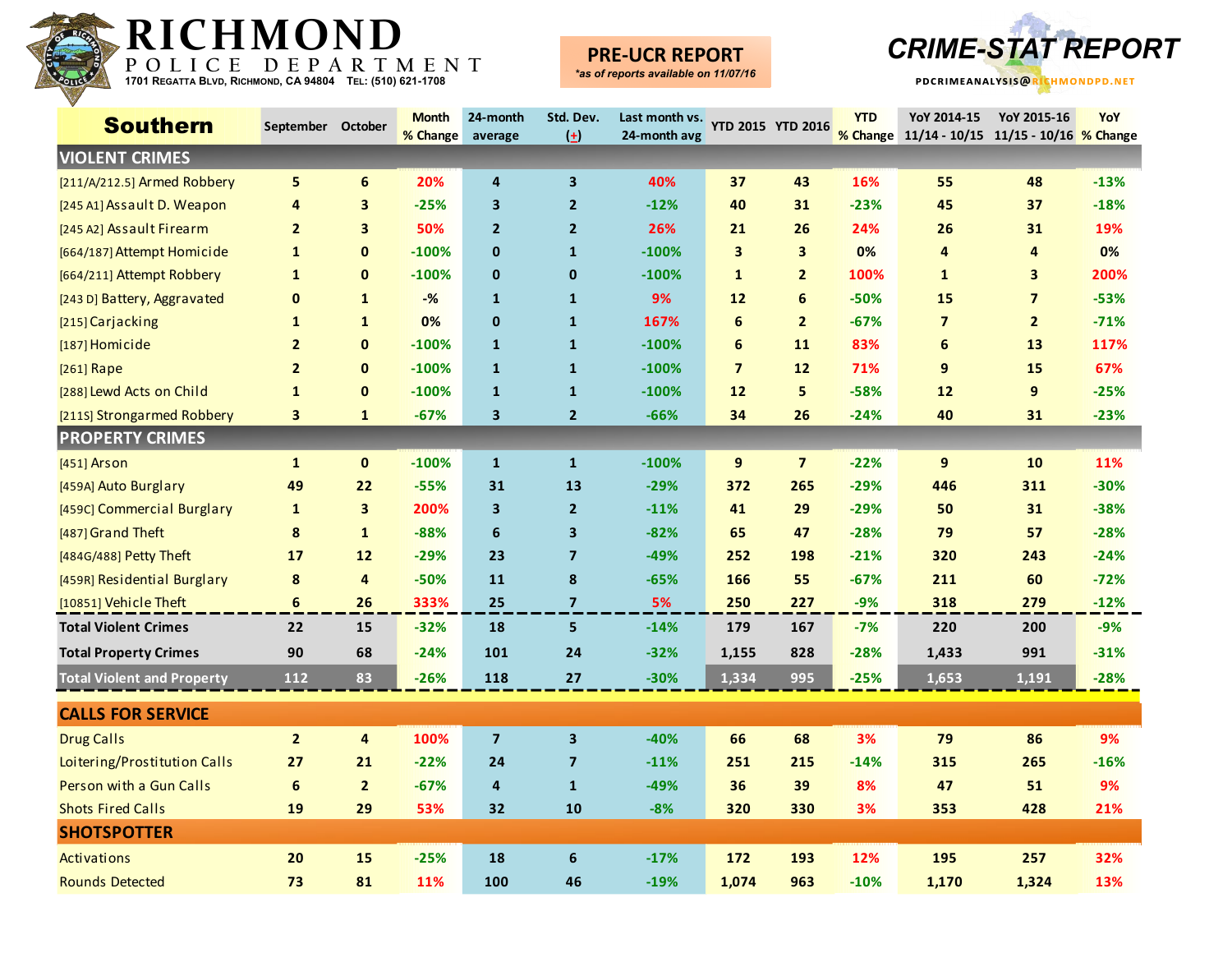# RICHMOND POLICE DEPARTMENT

1701 Regatta Blvd, Richmond, CA 94804 Tel: (510) 621-1708

**PRE-UCR REPORT**
*as of reports available on 11/07/16*

**CRIME-STAT REPORT**

PDCRIMEANALYSIS@RICHMONDPD.NET

| Southern | September | October | Month % Change | 24-month average | Std. Dev. (±) | Last month vs. 24-month avg | YTD 2015 | YTD 2016 | YTD % Change | YoY 2014-15 11/14 - 10/15 | YoY 2015-16 11/15 - 10/16 | YoY % Change |
|---|---|---|---|---|---|---|---|---|---|---|---|---|
| **VIOLENT CRIMES** | | | | | | | | | | | | |
| [211/A/212.5] Armed Robbery | 5 | 6 | 20% | 4 | 3 | 40% | 37 | 43 | 16% | 55 | 48 | -13% |
| [245 A1] Assault D. Weapon | 4 | 3 | -25% | 3 | 2 | -12% | 40 | 31 | -23% | 45 | 37 | -18% |
| [245 A2] Assault Firearm | 2 | 3 | 50% | 2 | 2 | 26% | 21 | 26 | 24% | 26 | 31 | 19% |
| [664/187] Attempt Homicide | 1 | 0 | -100% | 0 | 1 | -100% | 3 | 3 | 0% | 4 | 4 | 0% |
| [664/211] Attempt Robbery | 1 | 0 | -100% | 0 | 0 | -100% | 1 | 2 | 100% | 1 | 3 | 200% |
| [243 D] Battery, Aggravated | 0 | 1 | -% | 1 | 1 | 9% | 12 | 6 | -50% | 15 | 7 | -53% |
| [215] Carjacking | 1 | 1 | 0% | 0 | 1 | 167% | 6 | 2 | -67% | 7 | 2 | -71% |
| [187] Homicide | 2 | 0 | -100% | 1 | 1 | -100% | 6 | 11 | 83% | 6 | 13 | 117% |
| [261] Rape | 2 | 0 | -100% | 1 | 1 | -100% | 7 | 12 | 71% | 9 | 15 | 67% |
| [288] Lewd Acts on Child | 1 | 0 | -100% | 1 | 1 | -100% | 12 | 5 | -58% | 12 | 9 | -25% |
| [211S] Strongarmed Robbery | 3 | 1 | -67% | 3 | 2 | -66% | 34 | 26 | -24% | 40 | 31 | -23% |
| **PROPERTY CRIMES** | | | | | | | | | | | | |
| [451] Arson | 1 | 0 | -100% | 1 | 1 | -100% | 9 | 7 | -22% | 9 | 10 | 11% |
| [459A] Auto Burglary | 49 | 22 | -55% | 31 | 13 | -29% | 372 | 265 | -29% | 446 | 311 | -30% |
| [459C] Commercial Burglary | 1 | 3 | 200% | 3 | 2 | -11% | 41 | 29 | -29% | 50 | 31 | -38% |
| [487] Grand Theft | 8 | 1 | -88% | 6 | 3 | -82% | 65 | 47 | -28% | 79 | 57 | -28% |
| [484G/488] Petty Theft | 17 | 12 | -29% | 23 | 7 | -49% | 252 | 198 | -21% | 320 | 243 | -24% |
| [459R] Residential Burglary | 8 | 4 | -50% | 11 | 8 | -65% | 166 | 55 | -67% | 211 | 60 | -72% |
| [10851] Vehicle Theft | 6 | 26 | 333% | 25 | 7 | 5% | 250 | 227 | -9% | 318 | 279 | -12% |
| **Total Violent Crimes** | 22 | 15 | -32% | 18 | 5 | -14% | 179 | 167 | -7% | 220 | 200 | -9% |
| **Total Property Crimes** | 90 | 68 | -24% | 101 | 24 | -32% | 1,155 | 828 | -28% | 1,433 | 991 | -31% |
| **Total Violent and Property** | 112 | 83 | -26% | 118 | 27 | -30% | 1,334 | 995 | -25% | 1,653 | 1,191 | -28% |
| **CALLS FOR SERVICE** | | | | | | | | | | | | |
| Drug Calls | 2 | 4 | 100% | 7 | 3 | -40% | 66 | 68 | 3% | 79 | 86 | 9% |
| Loitering/Prostitution Calls | 27 | 21 | -22% | 24 | 7 | -11% | 251 | 215 | -14% | 315 | 265 | -16% |
| Person with a Gun Calls | 6 | 2 | -67% | 4 | 1 | -49% | 36 | 39 | 8% | 47 | 51 | 9% |
| Shots Fired Calls | 19 | 29 | 53% | 32 | 10 | -8% | 320 | 330 | 3% | 353 | 428 | 21% |
| **SHOTSPOTTER** | | | | | | | | | | | | |
| Activations | 20 | 15 | -25% | 18 | 6 | -17% | 172 | 193 | 12% | 195 | 257 | 32% |
| Rounds Detected | 73 | 81 | 11% | 100 | 46 | -19% | 1,074 | 963 | -10% | 1,170 | 1,324 | 13% |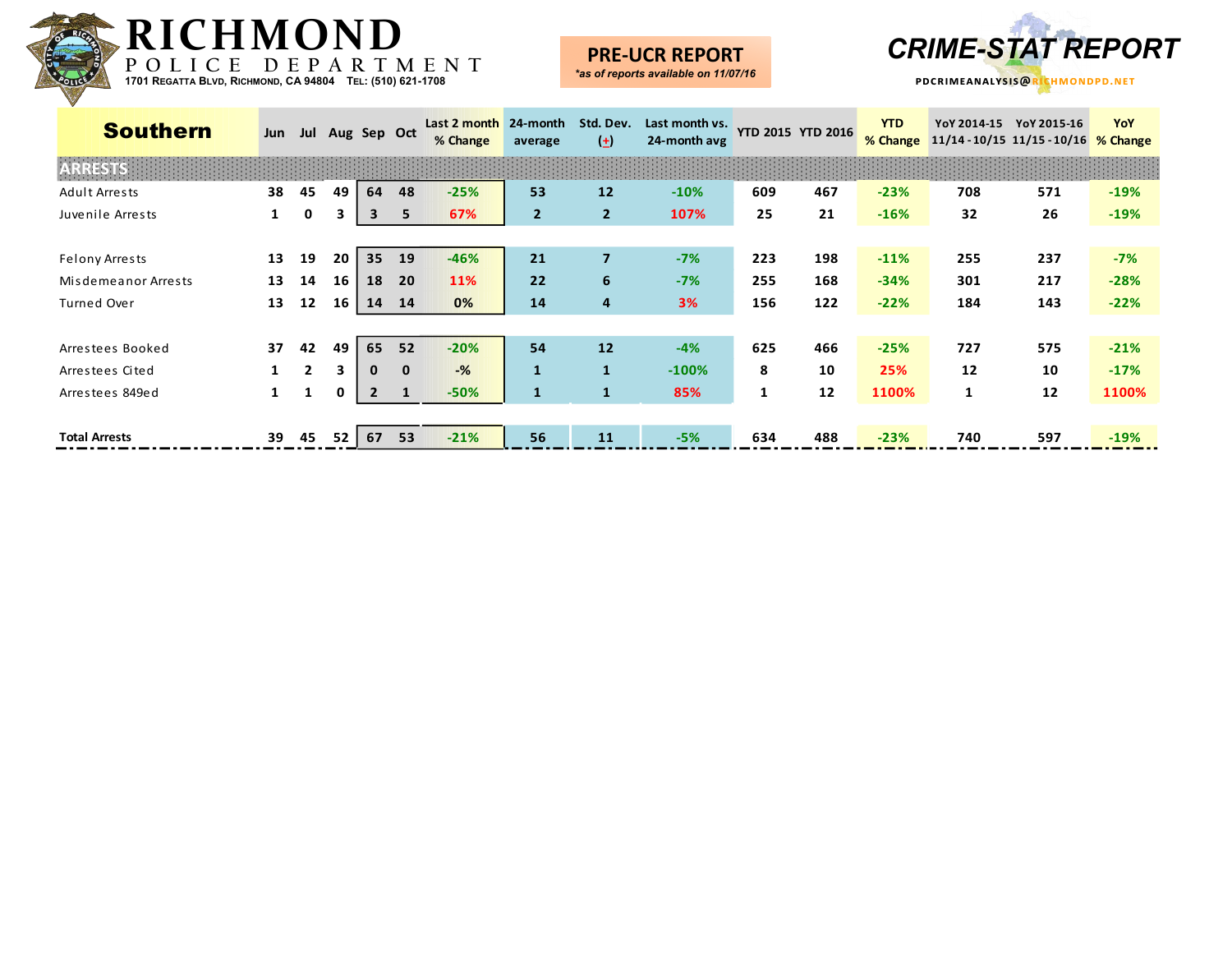# RICHMOND POLICE DEPARTMENT

1701 Regatta Blvd, Richmond, CA 94804 Tel: (510) 621-1708

**PRE-UCR REPORT**
*as of reports available on 11/07/16*

**CRIME-STAT REPORT**
pdcrimeanalysis@richmondpd.net

| Southern | Jun | Jul | Aug | Sep | Oct | Last 2 month % Change | 24-month average | Std. Dev. (±) | Last month vs. 24-month avg | YTD 2015 | YTD 2016 | YTD % Change | YoY 2014-15 11/14 - 10/15 | YoY 2015-16 11/15 - 10/16 | YoY % Change |
|---|---|---|---|---|---|---|---|---|---|---|---|---|---|---|---|
| **ARRESTS** | | | | | | | | | | | | | | | |
| Adult Arrests | 38 | 45 | 49 | 64 | 48 | -25% | 53 | 12 | -10% | 609 | 467 | -23% | 708 | 571 | -19% |
| Juvenile Arrests | 1 | 0 | 3 | 3 | 5 | 67% | 2 | 2 | 107% | 25 | 21 | -16% | 32 | 26 | -19% |
| | | | | | | | | | | | | | | | |
| Felony Arrests | 13 | 19 | 20 | 35 | 19 | -46% | 21 | 7 | -7% | 223 | 198 | -11% | 255 | 237 | -7% |
| Misdemeanor Arrests | 13 | 14 | 16 | 18 | 20 | 11% | 22 | 6 | -7% | 255 | 168 | -34% | 301 | 217 | -28% |
| Turned Over | 13 | 12 | 16 | 14 | 14 | 0% | 14 | 4 | 3% | 156 | 122 | -22% | 184 | 143 | -22% |
| | | | | | | | | | | | | | | | |
| Arrestees Booked | 37 | 42 | 49 | 65 | 52 | -20% | 54 | 12 | -4% | 625 | 466 | -25% | 727 | 575 | -21% |
| Arrestees Cited | 1 | 2 | 3 | 0 | 0 | -% | 1 | 1 | -100% | 8 | 10 | 25% | 12 | 10 | -17% |
| Arrestees 849ed | 1 | 1 | 0 | 2 | 1 | -50% | 1 | 1 | 85% | 1 | 12 | 1100% | 1 | 12 | 1100% |
| | | | | | | | | | | | | | | | |
| **Total Arrests** | 39 | 45 | 52 | 67 | 53 | -21% | 56 | 11 | -5% | 634 | 488 | -23% | 740 | 597 | -19% |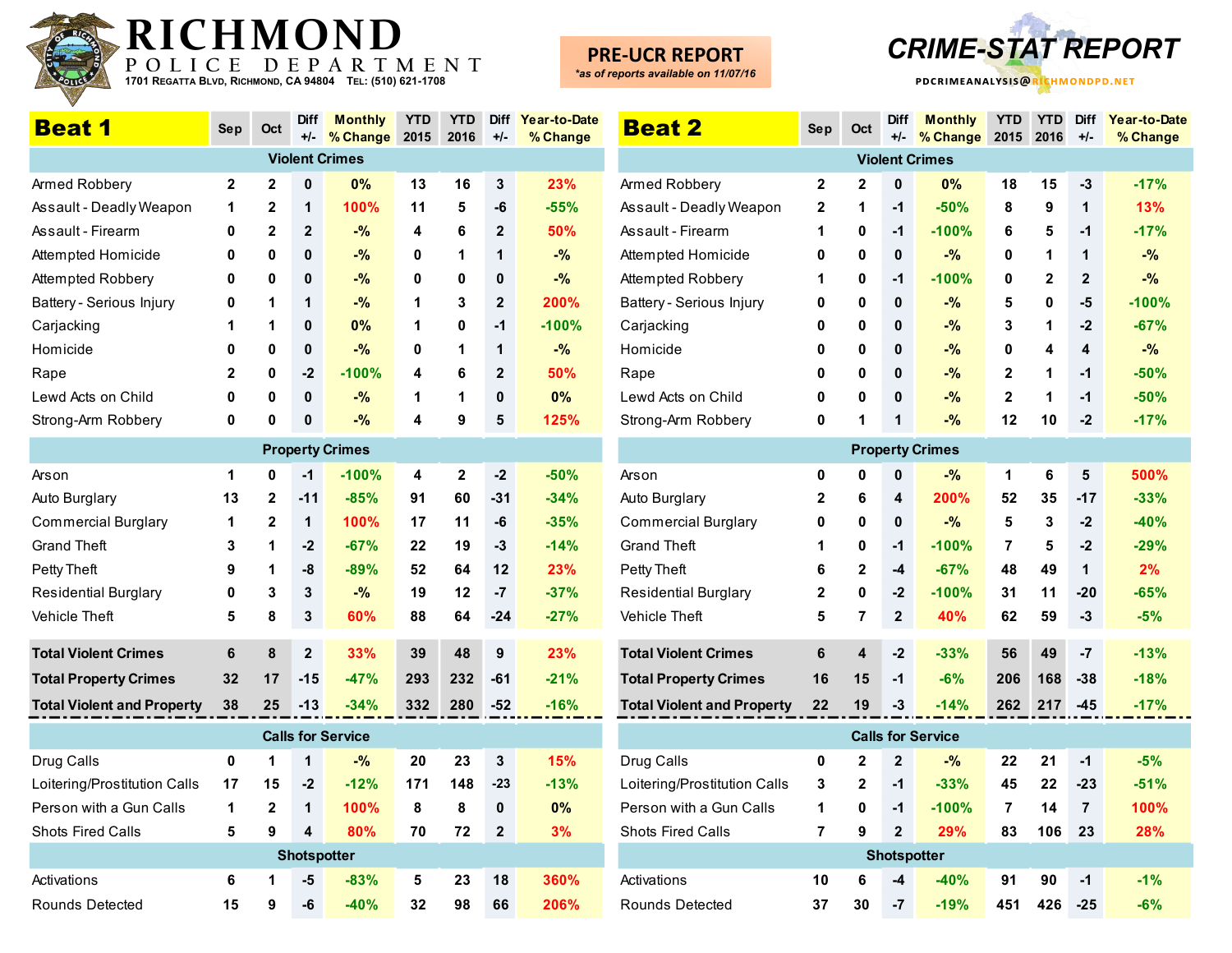# RICHMOND POLICE DEPARTMENT

1701 Regatta Blvd, Richmond, CA 94804 Tel: (510) 621-1708

**PRE-UCR REPORT**
*as of reports available on 11/07/16*

**CRIME-STAT REPORT**
PDCRIMEANALYSIS@RICHMONDPD.NET

## Beat 1

| Beat 1 | Sep | Oct | Diff +/- | Monthly % Change | YTD 2015 | YTD 2016 | Diff +/- | Year-to-Date % Change |
|---|---|---|---|---|---|---|---|---|
| **Violent Crimes** | | | | | | | | |
| Armed Robbery | 2 | 2 | 0 | 0% | 13 | 16 | 3 | 23% |
| Assault - Deadly Weapon | 1 | 2 | 1 | 100% | 11 | 5 | -6 | -55% |
| Assault - Firearm | 0 | 2 | 2 | -% | 4 | 6 | 2 | 50% |
| Attempted Homicide | 0 | 0 | 0 | -% | 0 | 1 | 1 | -% |
| Attempted Robbery | 0 | 0 | 0 | -% | 0 | 0 | 0 | -% |
| Battery - Serious Injury | 0 | 1 | 1 | -% | 1 | 3 | 2 | 200% |
| Carjacking | 1 | 1 | 0 | 0% | 1 | 0 | -1 | -100% |
| Homicide | 0 | 0 | 0 | -% | 0 | 1 | 1 | -% |
| Rape | 2 | 0 | -2 | -100% | 4 | 6 | 2 | 50% |
| Lewd Acts on Child | 0 | 0 | 0 | -% | 1 | 1 | 0 | 0% |
| Strong-Arm Robbery | 0 | 0 | 0 | -% | 4 | 9 | 5 | 125% |
| **Property Crimes** | | | | | | | | |
| Arson | 1 | 0 | -1 | -100% | 4 | 2 | -2 | -50% |
| Auto Burglary | 13 | 2 | -11 | -85% | 91 | 60 | -31 | -34% |
| Commercial Burglary | 1 | 2 | 1 | 100% | 17 | 11 | -6 | -35% |
| Grand Theft | 3 | 1 | -2 | -67% | 22 | 19 | -3 | -14% |
| Petty Theft | 9 | 1 | -8 | -89% | 52 | 64 | 12 | 23% |
| Residential Burglary | 0 | 3 | 3 | -% | 19 | 12 | -7 | -37% |
| Vehicle Theft | 5 | 8 | 3 | 60% | 88 | 64 | -24 | -27% |
| **Total Violent Crimes** | 6 | 8 | 2 | 33% | 39 | 48 | 9 | 23% |
| **Total Property Crimes** | 32 | 17 | -15 | -47% | 293 | 232 | -61 | -21% |
| **Total Violent and Property** | 38 | 25 | -13 | -34% | 332 | 280 | -52 | -16% |
| **Calls for Service** | | | | | | | | |
| Drug Calls | 0 | 1 | 1 | -% | 20 | 23 | 3 | 15% |
| Loitering/Prostitution Calls | 17 | 15 | -2 | -12% | 171 | 148 | -23 | -13% |
| Person with a Gun Calls | 1 | 2 | 1 | 100% | 8 | 8 | 0 | 0% |
| Shots Fired Calls | 5 | 9 | 4 | 80% | 70 | 72 | 2 | 3% |
| **Shotspotter** | | | | | | | | |
| Activations | 6 | 1 | -5 | -83% | 5 | 23 | 18 | 360% |
| Rounds Detected | 15 | 9 | -6 | -40% | 32 | 98 | 66 | 206% |

## Beat 2

| Beat 2 | Sep | Oct | Diff +/- | Monthly % Change | YTD 2015 | YTD 2016 | Diff +/- | Year-to-Date % Change |
|---|---|---|---|---|---|---|---|---|
| **Violent Crimes** | | | | | | | | |
| Armed Robbery | 2 | 2 | 0 | 0% | 18 | 15 | -3 | -17% |
| Assault - Deadly Weapon | 2 | 1 | -1 | -50% | 8 | 9 | 1 | 13% |
| Assault - Firearm | 1 | 0 | -1 | -100% | 6 | 5 | -1 | -17% |
| Attempted Homicide | 0 | 0 | 0 | -% | 0 | 1 | 1 | -% |
| Attempted Robbery | 1 | 0 | -1 | -100% | 0 | 2 | 2 | -% |
| Battery - Serious Injury | 0 | 0 | 0 | -% | 5 | 0 | -5 | -100% |
| Carjacking | 0 | 0 | 0 | -% | 3 | 1 | -2 | -67% |
| Homicide | 0 | 0 | 0 | -% | 0 | 4 | 4 | -% |
| Rape | 0 | 0 | 0 | -% | 2 | 1 | -1 | -50% |
| Lewd Acts on Child | 0 | 0 | 0 | -% | 2 | 1 | -1 | -50% |
| Strong-Arm Robbery | 0 | 1 | 1 | -% | 12 | 10 | -2 | -17% |
| **Property Crimes** | | | | | | | | |
| Arson | 0 | 0 | 0 | -% | 1 | 6 | 5 | 500% |
| Auto Burglary | 2 | 6 | 4 | 200% | 52 | 35 | -17 | -33% |
| Commercial Burglary | 0 | 0 | 0 | -% | 5 | 3 | -2 | -40% |
| Grand Theft | 1 | 0 | -1 | -100% | 7 | 5 | -2 | -29% |
| Petty Theft | 6 | 2 | -4 | -67% | 48 | 49 | 1 | 2% |
| Residential Burglary | 2 | 0 | -2 | -100% | 31 | 11 | -20 | -65% |
| Vehicle Theft | 5 | 7 | 2 | 40% | 62 | 59 | -3 | -5% |
| **Total Violent Crimes** | 6 | 4 | -2 | -33% | 56 | 49 | -7 | -13% |
| **Total Property Crimes** | 16 | 15 | -1 | -6% | 206 | 168 | -38 | -18% |
| **Total Violent and Property** | 22 | 19 | -3 | -14% | 262 | 217 | -45 | -17% |
| **Calls for Service** | | | | | | | | |
| Drug Calls | 0 | 2 | 2 | -% | 22 | 21 | -1 | -5% |
| Loitering/Prostitution Calls | 3 | 2 | -1 | -33% | 45 | 22 | -23 | -51% |
| Person with a Gun Calls | 1 | 0 | -1 | -100% | 7 | 14 | 7 | 100% |
| Shots Fired Calls | 7 | 9 | 2 | 29% | 83 | 106 | 23 | 28% |
| **Shotspotter** | | | | | | | | |
| Activations | 10 | 6 | -4 | -40% | 91 | 90 | -1 | -1% |
| Rounds Detected | 37 | 30 | -7 | -19% | 451 | 426 | -25 | -6% |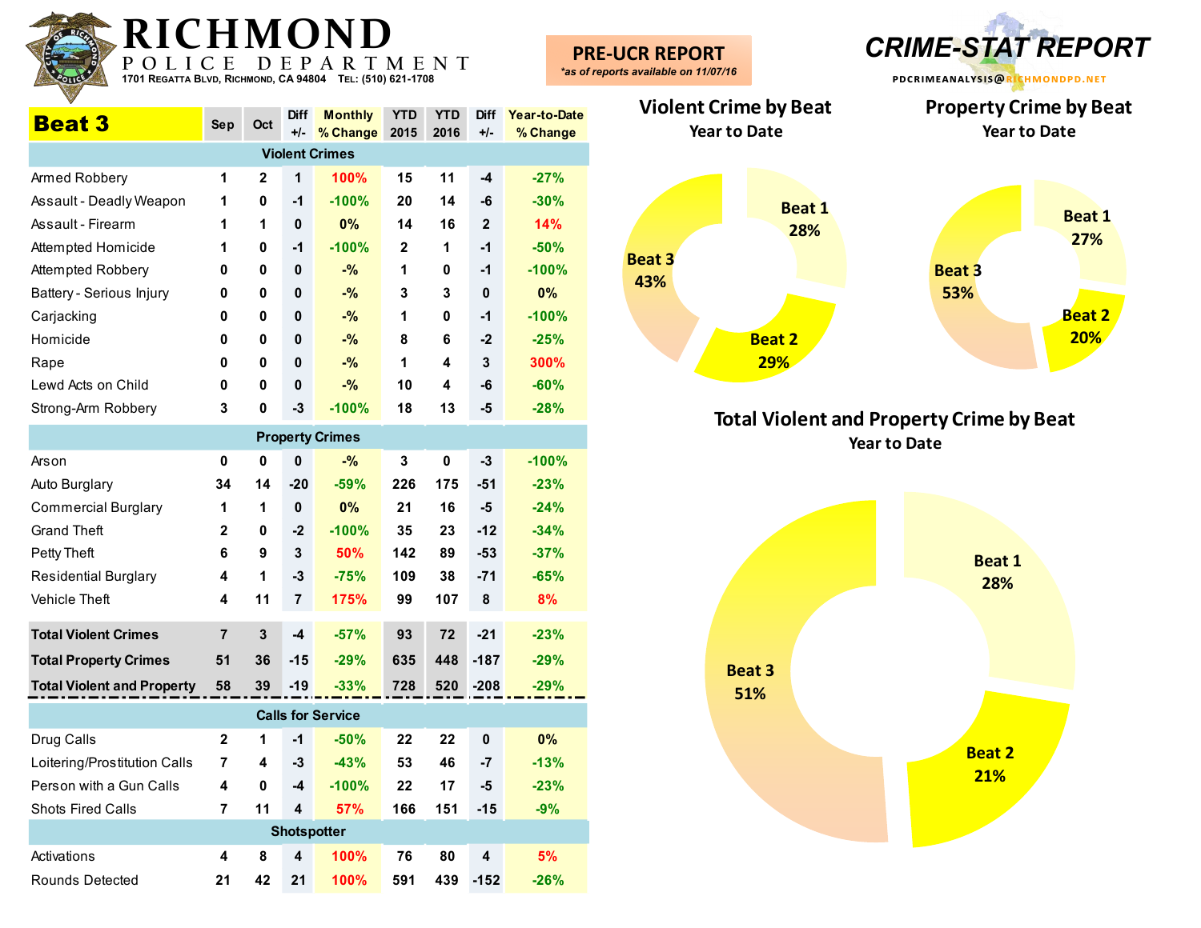# RICHMOND

POLICE DEPARTMENT

1701 Regatta Blvd, Richmond, CA 94804 Tel: (510) 621-1708

**PRE-UCR REPORT**

*as of reports available on 11/07/16*

# CRIME-STAT REPORT

PDCRIMEANALYSIS@RICHMONDPD.NET

| Beat 3 | Sep | Oct | Diff +/- | Monthly % Change | YTD 2015 | YTD 2016 | Diff +/- | Year-to-Date % Change |
|---|---|---|---|---|---|---|---|---|
| **Violent Crimes** | | | | | | | | |
| Armed Robbery | 1 | 2 | 1 | 100% | 15 | 11 | -4 | -27% |
| Assault - Deadly Weapon | 1 | 0 | -1 | -100% | 20 | 14 | -6 | -30% |
| Assault - Firearm | 1 | 1 | 0 | 0% | 14 | 16 | 2 | 14% |
| Attempted Homicide | 1 | 0 | -1 | -100% | 2 | 1 | -1 | -50% |
| Attempted Robbery | 0 | 0 | 0 | -% | 1 | 0 | -1 | -100% |
| Battery - Serious Injury | 0 | 0 | 0 | -% | 3 | 3 | 0 | 0% |
| Carjacking | 0 | 0 | 0 | -% | 1 | 0 | -1 | -100% |
| Homicide | 0 | 0 | 0 | -% | 8 | 6 | -2 | -25% |
| Rape | 0 | 0 | 0 | -% | 1 | 4 | 3 | 300% |
| Lewd Acts on Child | 0 | 0 | 0 | -% | 10 | 4 | -6 | -60% |
| Strong-Arm Robbery | 3 | 0 | -3 | -100% | 18 | 13 | -5 | -28% |
| **Property Crimes** | | | | | | | | |
| Arson | 0 | 0 | 0 | -% | 3 | 0 | -3 | -100% |
| Auto Burglary | 34 | 14 | -20 | -59% | 226 | 175 | -51 | -23% |
| Commercial Burglary | 1 | 1 | 0 | 0% | 21 | 16 | -5 | -24% |
| Grand Theft | 2 | 0 | -2 | -100% | 35 | 23 | -12 | -34% |
| Petty Theft | 6 | 9 | 3 | 50% | 142 | 89 | -53 | -37% |
| Residential Burglary | 4 | 1 | -3 | -75% | 109 | 38 | -71 | -65% |
| Vehicle Theft | 4 | 11 | 7 | 175% | 99 | 107 | 8 | 8% |
| **Total Violent Crimes** | 7 | 3 | -4 | -57% | 93 | 72 | -21 | -23% |
| **Total Property Crimes** | 51 | 36 | -15 | -29% | 635 | 448 | -187 | -29% |
| **Total Violent and Property** | 58 | 39 | -19 | -33% | 728 | 520 | -208 | -29% |
| **Calls for Service** | | | | | | | | |
| Drug Calls | 2 | 1 | -1 | -50% | 22 | 22 | 0 | 0% |
| Loitering/Prostitution Calls | 7 | 4 | -3 | -43% | 53 | 46 | -7 | -13% |
| Person with a Gun Calls | 4 | 0 | -4 | -100% | 22 | 17 | -5 | -23% |
| Shots Fired Calls | 7 | 11 | 4 | 57% | 166 | 151 | -15 | -9% |
| **Shotspotter** | | | | | | | | |
| Activations | 4 | 8 | 4 | 100% | 76 | 80 | 4 | 5% |
| Rounds Detected | 21 | 42 | 21 | 100% | 591 | 439 | -152 | -26% |

## Violent Crime by Beat
Year to Date

- Beat 1: 28%
- Beat 2: 29%
- Beat 3: 43%

## Property Crime by Beat
Year to Date

- Beat 1: 27%
- Beat 2: 20%
- Beat 3: 53%

## Total Violent and Property Crime by Beat
Year to Date

- Beat 1: 28%
- Beat 2: 21%
- Beat 3: 51%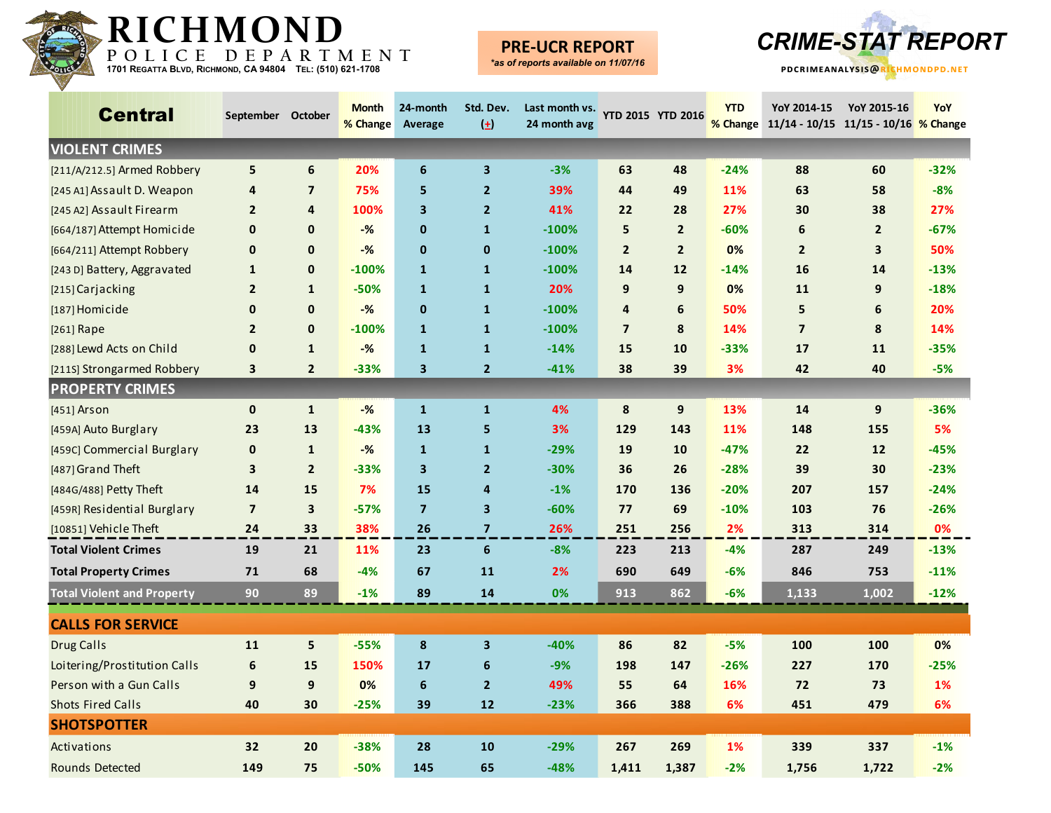# RICHMOND POLICE DEPARTMENT

1701 Regatta Blvd, Richmond, CA 94804 Tel: (510) 621-1708

**PRE-UCR REPORT**
*as of reports available on 11/07/16*

**CRIME-STAT REPORT**
PDCRIMEANALYSIS@RICHMONDPD.NET

| Central | September | October | Month % Change | 24-month Average | Std. Dev. (±) | Last month vs. 24 month avg | YTD 2015 | YTD 2016 | YTD % Change | YoY 2014-15 11/14 - 10/15 | YoY 2015-16 11/15 - 10/16 | YoY % Change |
|---|---|---|---|---|---|---|---|---|---|---|---|---|
| **VIOLENT CRIMES** | | | | | | | | | | | | |
| [211/A/212.5] Armed Robbery | 5 | 6 | 20% | 6 | 3 | -3% | 63 | 48 | -24% | 88 | 60 | -32% |
| [245 A1] Assault D. Weapon | 4 | 7 | 75% | 5 | 2 | 39% | 44 | 49 | 11% | 63 | 58 | -8% |
| [245 A2] Assault Firearm | 2 | 4 | 100% | 3 | 2 | 41% | 22 | 28 | 27% | 30 | 38 | 27% |
| [664/187] Attempt Homicide | 0 | 0 | -% | 0 | 1 | -100% | 5 | 2 | -60% | 6 | 2 | -67% |
| [664/211] Attempt Robbery | 0 | 0 | -% | 0 | 0 | -100% | 2 | 2 | 0% | 2 | 3 | 50% |
| [243 D] Battery, Aggravated | 1 | 0 | -100% | 1 | 1 | -100% | 14 | 12 | -14% | 16 | 14 | -13% |
| [215] Carjacking | 2 | 1 | -50% | 1 | 1 | 20% | 9 | 9 | 0% | 11 | 9 | -18% |
| [187] Homicide | 0 | 0 | -% | 0 | 1 | -100% | 4 | 6 | 50% | 5 | 6 | 20% |
| [261] Rape | 2 | 0 | -100% | 1 | 1 | -100% | 7 | 8 | 14% | 7 | 8 | 14% |
| [288] Lewd Acts on Child | 0 | 1 | -% | 1 | 1 | -14% | 15 | 10 | -33% | 17 | 11 | -35% |
| [211S] Strongarmed Robbery | 3 | 2 | -33% | 3 | 2 | -41% | 38 | 39 | 3% | 42 | 40 | -5% |
| **PROPERTY CRIMES** | | | | | | | | | | | | |
| [451] Arson | 0 | 1 | -% | 1 | 1 | 4% | 8 | 9 | 13% | 14 | 9 | -36% |
| [459A] Auto Burglary | 23 | 13 | -43% | 13 | 5 | 3% | 129 | 143 | 11% | 148 | 155 | 5% |
| [459C] Commercial Burglary | 0 | 1 | -% | 1 | 1 | -29% | 19 | 10 | -47% | 22 | 12 | -45% |
| [487] Grand Theft | 3 | 2 | -33% | 3 | 2 | -30% | 36 | 26 | -28% | 39 | 30 | -23% |
| [484G/488] Petty Theft | 14 | 15 | 7% | 15 | 4 | -1% | 170 | 136 | -20% | 207 | 157 | -24% |
| [459R] Residential Burglary | 7 | 3 | -57% | 7 | 3 | -60% | 77 | 69 | -10% | 103 | 76 | -26% |
| [10851] Vehicle Theft | 24 | 33 | 38% | 26 | 7 | 26% | 251 | 256 | 2% | 313 | 314 | 0% |
| **Total Violent Crimes** | 19 | 21 | 11% | 23 | 6 | -8% | 223 | 213 | -4% | 287 | 249 | -13% |
| **Total Property Crimes** | 71 | 68 | -4% | 67 | 11 | 2% | 690 | 649 | -6% | 846 | 753 | -11% |
| **Total Violent and Property** | 90 | 89 | -1% | 89 | 14 | 0% | 913 | 862 | -6% | 1,133 | 1,002 | -12% |
| **CALLS FOR SERVICE** | | | | | | | | | | | | |
| Drug Calls | 11 | 5 | -55% | 8 | 3 | -40% | 86 | 82 | -5% | 100 | 100 | 0% |
| Loitering/Prostitution Calls | 6 | 15 | 150% | 17 | 6 | -9% | 198 | 147 | -26% | 227 | 170 | -25% |
| Person with a Gun Calls | 9 | 9 | 0% | 6 | 2 | 49% | 55 | 64 | 16% | 72 | 73 | 1% |
| Shots Fired Calls | 40 | 30 | -25% | 39 | 12 | -23% | 366 | 388 | 6% | 451 | 479 | 6% |
| **SHOTSPOTTER** | | | | | | | | | | | | |
| Activations | 32 | 20 | -38% | 28 | 10 | -29% | 267 | 269 | 1% | 339 | 337 | -1% |
| Rounds Detected | 149 | 75 | -50% | 145 | 65 | -48% | 1,411 | 1,387 | -2% | 1,756 | 1,722 | -2% |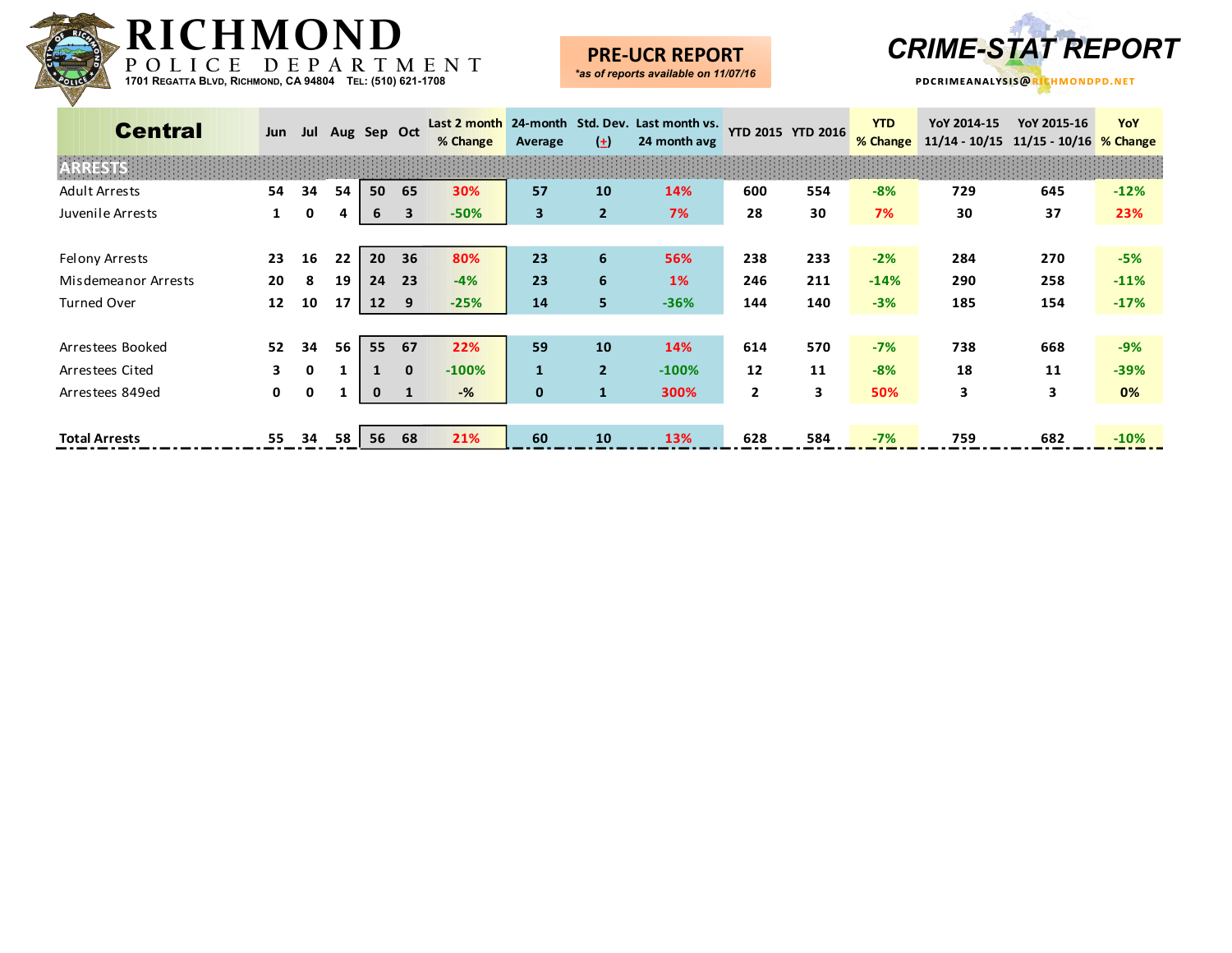# RICHMOND POLICE DEPARTMENT

1701 Regatta Blvd, Richmond, CA 94804 Tel: (510) 621-1708

**PRE-UCR REPORT**
*\*as of reports available on 11/07/16*

**CRIME-STAT REPORT**
PDCRIMEANALYSIS@RICHMONDPD.NET

| Central | Jun | Jul | Aug | Sep | Oct | Last 2 month % Change | 24-month Average | Std. Dev. (±) | Last month vs. 24 month avg | YTD 2015 | YTD 2016 | YTD % Change | YoY 2014-15 11/14 - 10/15 | YoY 2015-16 11/15 - 10/16 | YoY % Change |
|---|---|---|---|---|---|---|---|---|---|---|---|---|---|---|---|
| **ARRESTS** | | | | | | | | | | | | | | | |
| Adult Arrests | 54 | 34 | 54 | 50 | 65 | 30% | 57 | 10 | 14% | 600 | 554 | -8% | 729 | 645 | -12% |
| Juvenile Arrests | 1 | 0 | 4 | 6 | 3 | -50% | 3 | 2 | 7% | 28 | 30 | 7% | 30 | 37 | 23% |
| | | | | | | | | | | | | | | | |
| Felony Arrests | 23 | 16 | 22 | 20 | 36 | 80% | 23 | 6 | 56% | 238 | 233 | -2% | 284 | 270 | -5% |
| Misdemeanor Arrests | 20 | 8 | 19 | 24 | 23 | -4% | 23 | 6 | 1% | 246 | 211 | -14% | 290 | 258 | -11% |
| Turned Over | 12 | 10 | 17 | 12 | 9 | -25% | 14 | 5 | -36% | 144 | 140 | -3% | 185 | 154 | -17% |
| | | | | | | | | | | | | | | | |
| Arrestees Booked | 52 | 34 | 56 | 55 | 67 | 22% | 59 | 10 | 14% | 614 | 570 | -7% | 738 | 668 | -9% |
| Arrestees Cited | 3 | 0 | 1 | 1 | 0 | -100% | 1 | 2 | -100% | 12 | 11 | -8% | 18 | 11 | -39% |
| Arrestees 849ed | 0 | 0 | 1 | 0 | 1 | -% | 0 | 1 | 300% | 2 | 3 | 50% | 3 | 3 | 0% |
| | | | | | | | | | | | | | | | |
| **Total Arrests** | 55 | 34 | 58 | 56 | 68 | 21% | 60 | 10 | 13% | 628 | 584 | -7% | 759 | 682 | -10% |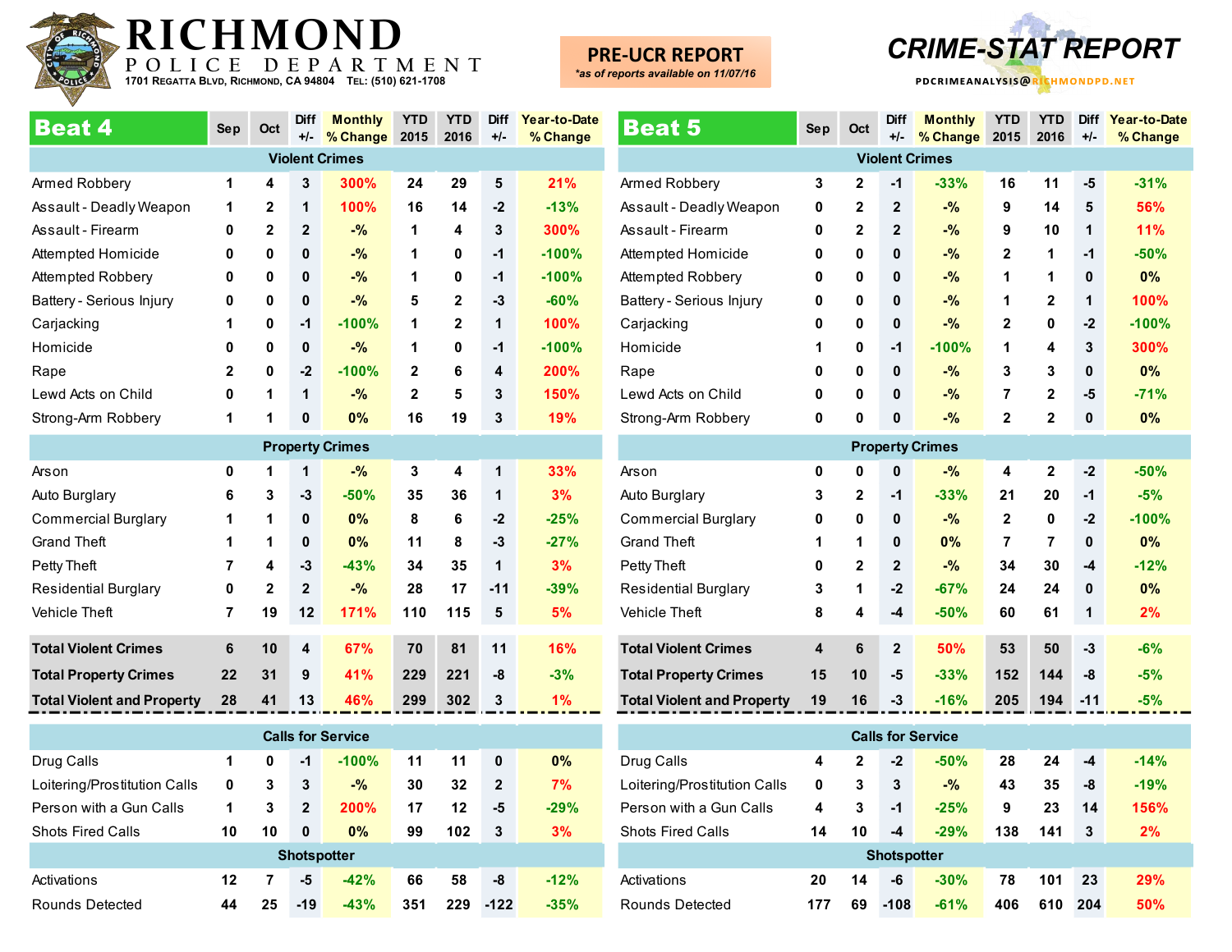# RICHMOND

POLICE DEPARTMENT

1701 Regatta Blvd, Richmond, CA 94804 Tel: (510) 621-1708

**PRE-UCR REPORT**

*as of reports available on 11/07/16*

## CRIME-STAT REPORT

PDCRIMEANALYSIS@RICHMONDPD.NET

## Beat 4

| Beat 4 | Sep | Oct | Diff +/- | Monthly % Change | YTD 2015 | YTD 2016 | Diff +/- | Year-to-Date % Change |
|---|---|---|---|---|---|---|---|---|
| **Violent Crimes** | | | | | | | | |
| Armed Robbery | 1 | 4 | 3 | 300% | 24 | 29 | 5 | 21% |
| Assault - Deadly Weapon | 1 | 2 | 1 | 100% | 16 | 14 | -2 | -13% |
| Assault - Firearm | 0 | 2 | 2 | -% | 1 | 4 | 3 | 300% |
| Attempted Homicide | 0 | 0 | 0 | -% | 1 | 0 | -1 | -100% |
| Attempted Robbery | 0 | 0 | 0 | -% | 1 | 0 | -1 | -100% |
| Battery - Serious Injury | 0 | 0 | 0 | -% | 5 | 2 | -3 | -60% |
| Carjacking | 1 | 0 | -1 | -100% | 1 | 2 | 1 | 100% |
| Homicide | 0 | 0 | 0 | -% | 1 | 0 | -1 | -100% |
| Rape | 2 | 0 | -2 | -100% | 2 | 6 | 4 | 200% |
| Lewd Acts on Child | 0 | 1 | 1 | -% | 2 | 5 | 3 | 150% |
| Strong-Arm Robbery | 1 | 1 | 0 | 0% | 16 | 19 | 3 | 19% |
| **Property Crimes** | | | | | | | | |
| Arson | 0 | 1 | 1 | -% | 3 | 4 | 1 | 33% |
| Auto Burglary | 6 | 3 | -3 | -50% | 35 | 36 | 1 | 3% |
| Commercial Burglary | 1 | 1 | 0 | 0% | 8 | 6 | -2 | -25% |
| Grand Theft | 1 | 1 | 0 | 0% | 11 | 8 | -3 | -27% |
| Petty Theft | 7 | 4 | -3 | -43% | 34 | 35 | 1 | 3% |
| Residential Burglary | 0 | 2 | 2 | -% | 28 | 17 | -11 | -39% |
| Vehicle Theft | 7 | 19 | 12 | 171% | 110 | 115 | 5 | 5% |
| **Total Violent Crimes** | 6 | 10 | 4 | 67% | 70 | 81 | 11 | 16% |
| **Total Property Crimes** | 22 | 31 | 9 | 41% | 229 | 221 | -8 | -3% |
| **Total Violent and Property** | 28 | 41 | 13 | 46% | 299 | 302 | 3 | 1% |
| **Calls for Service** | | | | | | | | |
| Drug Calls | 1 | 0 | -1 | -100% | 11 | 11 | 0 | 0% |
| Loitering/Prostitution Calls | 0 | 3 | 3 | -% | 30 | 32 | 2 | 7% |
| Person with a Gun Calls | 1 | 3 | 2 | 200% | 17 | 12 | -5 | -29% |
| Shots Fired Calls | 10 | 10 | 0 | 0% | 99 | 102 | 3 | 3% |
| **Shotspotter** | | | | | | | | |
| Activations | 12 | 7 | -5 | -42% | 66 | 58 | -8 | -12% |
| Rounds Detected | 44 | 25 | -19 | -43% | 351 | 229 | -122 | -35% |

## Beat 5

| Beat 5 | Sep | Oct | Diff +/- | Monthly % Change | YTD 2015 | YTD 2016 | Diff +/- | Year-to-Date % Change |
|---|---|---|---|---|---|---|---|---|
| **Violent Crimes** | | | | | | | | |
| Armed Robbery | 3 | 2 | -1 | -33% | 16 | 11 | -5 | -31% |
| Assault - Deadly Weapon | 0 | 2 | 2 | -% | 9 | 14 | 5 | 56% |
| Assault - Firearm | 0 | 2 | 2 | -% | 9 | 10 | 1 | 11% |
| Attempted Homicide | 0 | 0 | 0 | -% | 2 | 1 | -1 | -50% |
| Attempted Robbery | 0 | 0 | 0 | -% | 1 | 1 | 0 | 0% |
| Battery - Serious Injury | 0 | 0 | 0 | -% | 1 | 2 | 1 | 100% |
| Carjacking | 0 | 0 | 0 | -% | 2 | 0 | -2 | -100% |
| Homicide | 1 | 0 | -1 | -100% | 1 | 4 | 3 | 300% |
| Rape | 0 | 0 | 0 | -% | 3 | 3 | 0 | 0% |
| Lewd Acts on Child | 0 | 0 | 0 | -% | 7 | 2 | -5 | -71% |
| Strong-Arm Robbery | 0 | 0 | 0 | -% | 2 | 2 | 0 | 0% |
| **Property Crimes** | | | | | | | | |
| Arson | 0 | 0 | 0 | -% | 4 | 2 | -2 | -50% |
| Auto Burglary | 3 | 2 | -1 | -33% | 21 | 20 | -1 | -5% |
| Commercial Burglary | 0 | 0 | 0 | -% | 2 | 0 | -2 | -100% |
| Grand Theft | 1 | 1 | 0 | 0% | 7 | 7 | 0 | 0% |
| Petty Theft | 0 | 2 | 2 | -% | 34 | 30 | -4 | -12% |
| Residential Burglary | 3 | 1 | -2 | -67% | 24 | 24 | 0 | 0% |
| Vehicle Theft | 8 | 4 | -4 | -50% | 60 | 61 | 1 | 2% |
| **Total Violent Crimes** | 4 | 6 | 2 | 50% | 53 | 50 | -3 | -6% |
| **Total Property Crimes** | 15 | 10 | -5 | -33% | 152 | 144 | -8 | -5% |
| **Total Violent and Property** | 19 | 16 | -3 | -16% | 205 | 194 | -11 | -5% |
| **Calls for Service** | | | | | | | | |
| Drug Calls | 4 | 2 | -2 | -50% | 28 | 24 | -4 | -14% |
| Loitering/Prostitution Calls | 0 | 3 | 3 | -% | 43 | 35 | -8 | -19% |
| Person with a Gun Calls | 4 | 3 | -1 | -25% | 9 | 23 | 14 | 156% |
| Shots Fired Calls | 14 | 10 | -4 | -29% | 138 | 141 | 3 | 2% |
| **Shotspotter** | | | | | | | | |
| Activations | 20 | 14 | -6 | -30% | 78 | 101 | 23 | 29% |
| Rounds Detected | 177 | 69 | -108 | -61% | 406 | 610 | 204 | 50% |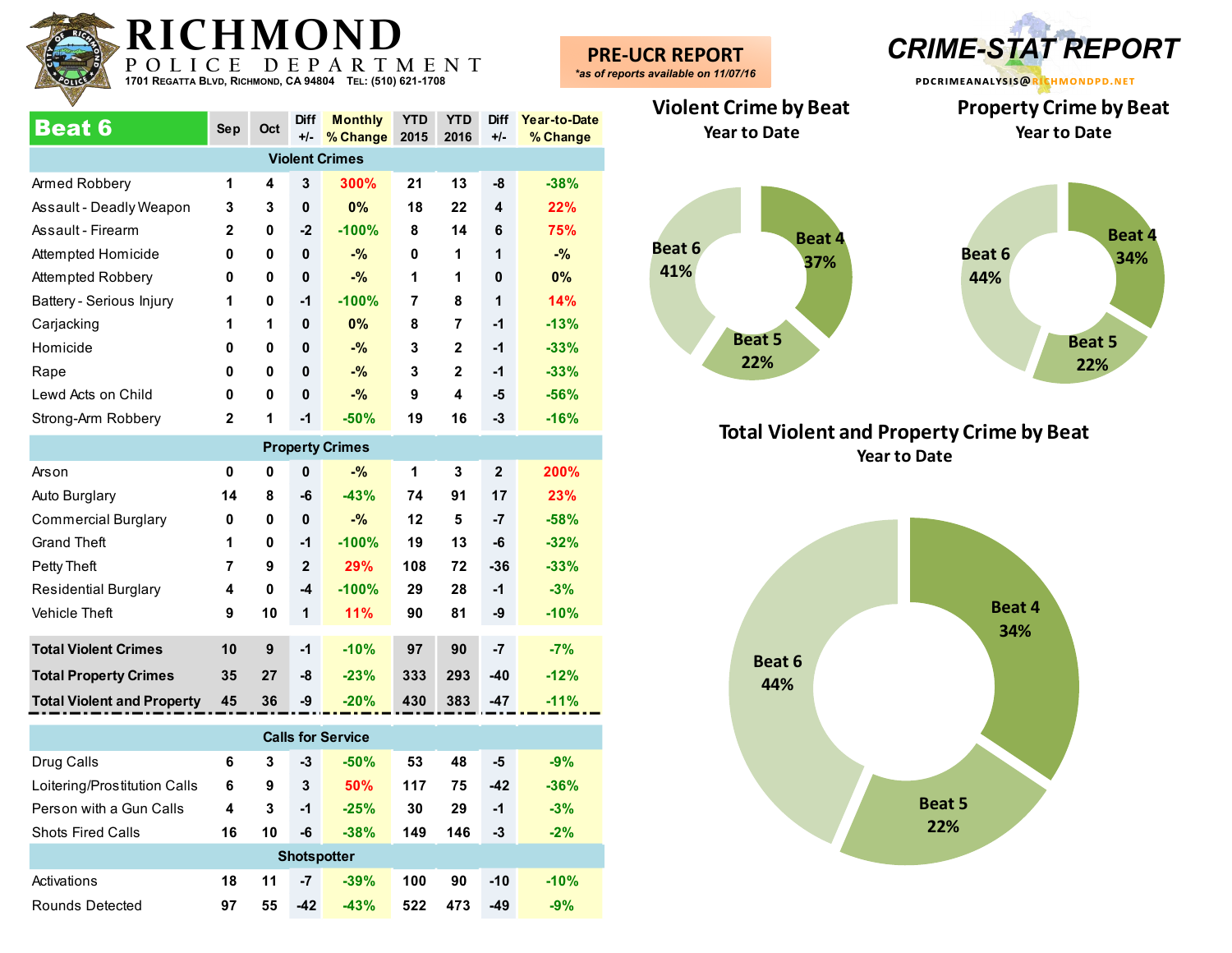# RICHMOND POLICE DEPARTMENT

1701 Regatta Blvd, Richmond, CA 94804 Tel: (510) 621-1708

**PRE-UCR REPORT**

*as of reports available on 11/07/16*

## CRIME-STAT REPORT

PDCRIMEANALYSIS@RICHMONDPD.NET

| Beat 6 | Sep | Oct | Diff +/- | Monthly % Change | YTD 2015 | YTD 2016 | Diff +/- | Year-to-Date % Change |
|---|---|---|---|---|---|---|---|---|
| **Violent Crimes** | | | | | | | | |
| Armed Robbery | 1 | 4 | 3 | 300% | 21 | 13 | -8 | -38% |
| Assault - Deadly Weapon | 3 | 3 | 0 | 0% | 18 | 22 | 4 | 22% |
| Assault - Firearm | 2 | 0 | -2 | -100% | 8 | 14 | 6 | 75% |
| Attempted Homicide | 0 | 0 | 0 | -% | 0 | 1 | 1 | -% |
| Attempted Robbery | 0 | 0 | 0 | -% | 1 | 1 | 0 | 0% |
| Battery - Serious Injury | 1 | 0 | -1 | -100% | 7 | 8 | 1 | 14% |
| Carjacking | 1 | 1 | 0 | 0% | 8 | 7 | -1 | -13% |
| Homicide | 0 | 0 | 0 | -% | 3 | 2 | -1 | -33% |
| Rape | 0 | 0 | 0 | -% | 3 | 2 | -1 | -33% |
| Lewd Acts on Child | 0 | 0 | 0 | -% | 9 | 4 | -5 | -56% |
| Strong-Arm Robbery | 2 | 1 | -1 | -50% | 19 | 16 | -3 | -16% |
| **Property Crimes** | | | | | | | | |
| Arson | 0 | 0 | 0 | -% | 1 | 3 | 2 | 200% |
| Auto Burglary | 14 | 8 | -6 | -43% | 74 | 91 | 17 | 23% |
| Commercial Burglary | 0 | 0 | 0 | -% | 12 | 5 | -7 | -58% |
| Grand Theft | 1 | 0 | -1 | -100% | 19 | 13 | -6 | -32% |
| Petty Theft | 7 | 9 | 2 | 29% | 108 | 72 | -36 | -33% |
| Residential Burglary | 4 | 0 | -4 | -100% | 29 | 28 | -1 | -3% |
| Vehicle Theft | 9 | 10 | 1 | 11% | 90 | 81 | -9 | -10% |
| **Total Violent Crimes** | 10 | 9 | -1 | -10% | 97 | 90 | -7 | -7% |
| **Total Property Crimes** | 35 | 27 | -8 | -23% | 333 | 293 | -40 | -12% |
| **Total Violent and Property** | 45 | 36 | -9 | -20% | 430 | 383 | -47 | -11% |
| **Calls for Service** | | | | | | | | |
| Drug Calls | 6 | 3 | -3 | -50% | 53 | 48 | -5 | -9% |
| Loitering/Prostitution Calls | 6 | 9 | 3 | 50% | 117 | 75 | -42 | -36% |
| Person with a Gun Calls | 4 | 3 | -1 | -25% | 30 | 29 | -1 | -3% |
| Shots Fired Calls | 16 | 10 | -6 | -38% | 149 | 146 | -3 | -2% |
| **Shotspotter** | | | | | | | | |
| Activations | 18 | 11 | -7 | -39% | 100 | 90 | -10 | -10% |
| Rounds Detected | 97 | 55 | -42 | -43% | 522 | 473 | -49 | -9% |

### Violent Crime by Beat
Year to Date

Beat 4: 37%; Beat 5: 22%; Beat 6: 41%

### Property Crime by Beat
Year to Date

Beat 4: 34%; Beat 5: 22%; Beat 6: 44%

### Total Violent and Property Crime by Beat
Year to Date

Beat 4: 34%; Beat 5: 22%; Beat 6: 44%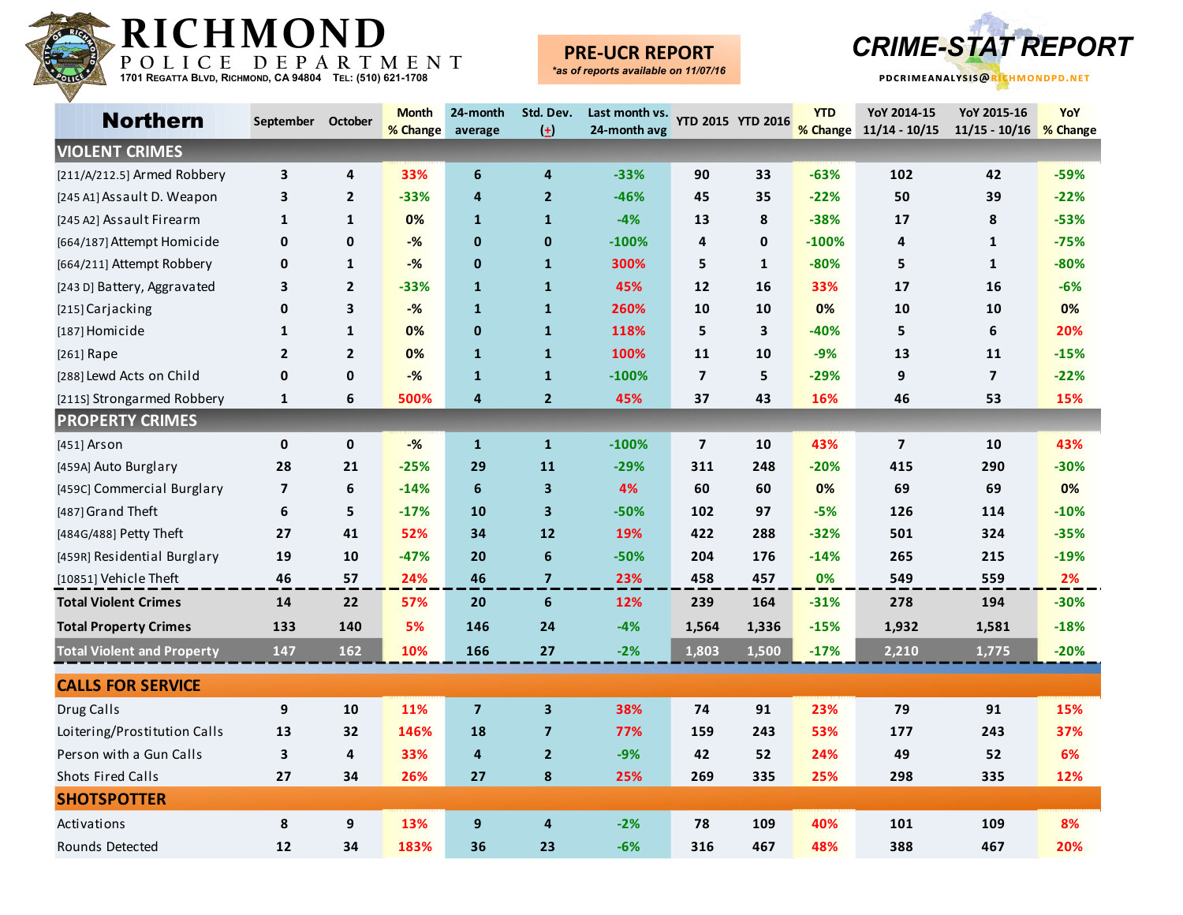# RICHMOND

POLICE DEPARTMENT

1701 Regatta Blvd, Richmond, CA 94804 Tel: (510) 621-1708

**PRE-UCR REPORT**

*as of reports available on 11/07/16*

# CRIME-STAT REPORT

PDCRIMEANALYSIS@RICHMONDPD.NET

| Northern | September | October | Month % Change | 24-month average | Std. Dev. (±) | Last month vs. 24-month avg | YTD 2015 | YTD 2016 | YTD % Change | YoY 2014-15 11/14 - 10/15 | YoY 2015-16 11/15 - 10/16 | YoY % Change |
|---|---|---|---|---|---|---|---|---|---|---|---|---|
| **VIOLENT CRIMES** | | | | | | | | | | | | |
| [211/A/212.5] Armed Robbery | 3 | 4 | 33% | 6 | 4 | -33% | 90 | 33 | -63% | 102 | 42 | -59% |
| [245 A1] Assault D. Weapon | 3 | 2 | -33% | 4 | 2 | -46% | 45 | 35 | -22% | 50 | 39 | -22% |
| [245 A2] Assault Firearm | 1 | 1 | 0% | 1 | 1 | -4% | 13 | 8 | -38% | 17 | 8 | -53% |
| [664/187] Attempt Homicide | 0 | 0 | -% | 0 | 0 | -100% | 4 | 0 | -100% | 4 | 1 | -75% |
| [664/211] Attempt Robbery | 0 | 1 | -% | 0 | 1 | 300% | 5 | 1 | -80% | 5 | 1 | -80% |
| [243 D] Battery, Aggravated | 3 | 2 | -33% | 1 | 1 | 45% | 12 | 16 | 33% | 17 | 16 | -6% |
| [215] Carjacking | 0 | 3 | -% | 1 | 1 | 260% | 10 | 10 | 0% | 10 | 10 | 0% |
| [187] Homicide | 1 | 1 | 0% | 0 | 1 | 118% | 5 | 3 | -40% | 5 | 6 | 20% |
| [261] Rape | 2 | 2 | 0% | 1 | 1 | 100% | 11 | 10 | -9% | 13 | 11 | -15% |
| [288] Lewd Acts on Child | 0 | 0 | -% | 1 | 1 | -100% | 7 | 5 | -29% | 9 | 7 | -22% |
| [211S] Strongarmed Robbery | 1 | 6 | 500% | 4 | 2 | 45% | 37 | 43 | 16% | 46 | 53 | 15% |
| **PROPERTY CRIMES** | | | | | | | | | | | | |
| [451] Arson | 0 | 0 | -% | 1 | 1 | -100% | 7 | 10 | 43% | 7 | 10 | 43% |
| [459A] Auto Burglary | 28 | 21 | -25% | 29 | 11 | -29% | 311 | 248 | -20% | 415 | 290 | -30% |
| [459C] Commercial Burglary | 7 | 6 | -14% | 6 | 3 | 4% | 60 | 60 | 0% | 69 | 69 | 0% |
| [487] Grand Theft | 6 | 5 | -17% | 10 | 3 | -50% | 102 | 97 | -5% | 126 | 114 | -10% |
| [484G/488] Petty Theft | 27 | 41 | 52% | 34 | 12 | 19% | 422 | 288 | -32% | 501 | 324 | -35% |
| [459R] Residential Burglary | 19 | 10 | -47% | 20 | 6 | -50% | 204 | 176 | -14% | 265 | 215 | -19% |
| [10851] Vehicle Theft | 46 | 57 | 24% | 46 | 7 | 23% | 458 | 457 | 0% | 549 | 559 | 2% |
| **Total Violent Crimes** | 14 | 22 | 57% | 20 | 6 | 12% | 239 | 164 | -31% | 278 | 194 | -30% |
| **Total Property Crimes** | 133 | 140 | 5% | 146 | 24 | -4% | 1,564 | 1,336 | -15% | 1,932 | 1,581 | -18% |
| **Total Violent and Property** | 147 | 162 | 10% | 166 | 27 | -2% | 1,803 | 1,500 | -17% | 2,210 | 1,775 | -20% |
| **CALLS FOR SERVICE** | | | | | | | | | | | | |
| Drug Calls | 9 | 10 | 11% | 7 | 3 | 38% | 74 | 91 | 23% | 79 | 91 | 15% |
| Loitering/Prostitution Calls | 13 | 32 | 146% | 18 | 7 | 77% | 159 | 243 | 53% | 177 | 243 | 37% |
| Person with a Gun Calls | 3 | 4 | 33% | 4 | 2 | -9% | 42 | 52 | 24% | 49 | 52 | 6% |
| Shots Fired Calls | 27 | 34 | 26% | 27 | 8 | 25% | 269 | 335 | 25% | 298 | 335 | 12% |
| **SHOTSPOTTER** | | | | | | | | | | | | |
| Activations | 8 | 9 | 13% | 9 | 4 | -2% | 78 | 109 | 40% | 101 | 109 | 8% |
| Rounds Detected | 12 | 34 | 183% | 36 | 23 | -6% | 316 | 467 | 48% | 388 | 467 | 20% |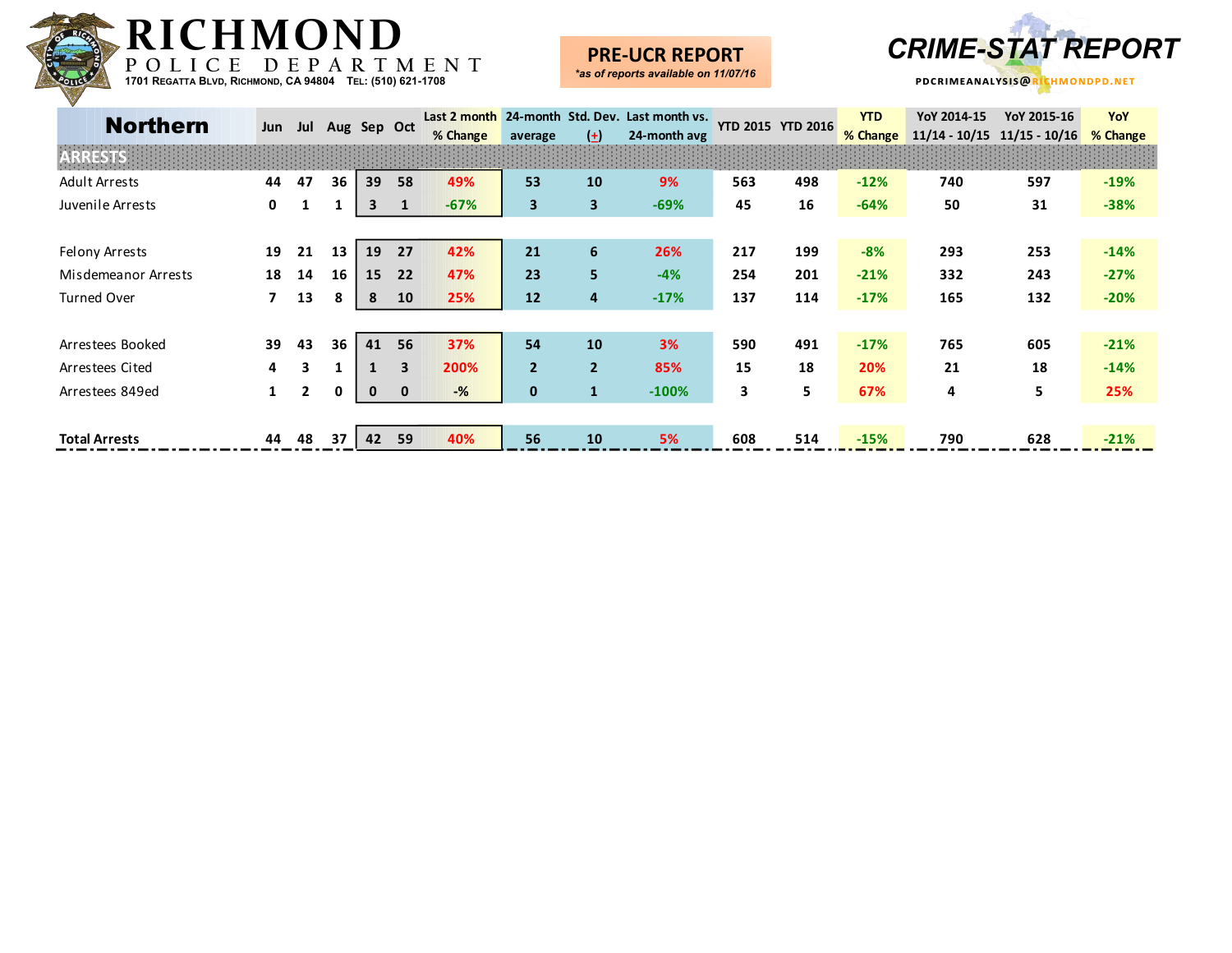# RICHMOND POLICE DEPARTMENT

1701 Regatta Blvd, Richmond, CA 94804 Tel: (510) 621-1708

**PRE-UCR REPORT**
*\*as of reports available on 11/07/16*

**CRIME-STAT REPORT**

PDCRIMEANALYSIS@RICHMONDPD.NET

| Northern | Jun | Jul | Aug | Sep | Oct | Last 2 month % Change | 24-month average | Std. Dev. (+) | Last month vs. 24-month avg | YTD 2015 | YTD 2016 | YTD % Change | YoY 2014-15 11/14 - 10/15 | YoY 2015-16 11/15 - 10/16 | YoY % Change |
|---|---|---|---|---|---|---|---|---|---|---|---|---|---|---|---|
| **ARRESTS** | | | | | | | | | | | | | | | |
| Adult Arrests | 44 | 47 | 36 | 39 | 58 | 49% | 53 | 10 | 9% | 563 | 498 | -12% | 740 | 597 | -19% |
| Juvenile Arrests | 0 | 1 | 1 | 3 | 1 | -67% | 3 | 3 | -69% | 45 | 16 | -64% | 50 | 31 | -38% |
| | | | | | | | | | | | | | | | |
| Felony Arrests | 19 | 21 | 13 | 19 | 27 | 42% | 21 | 6 | 26% | 217 | 199 | -8% | 293 | 253 | -14% |
| Misdemeanor Arrests | 18 | 14 | 16 | 15 | 22 | 47% | 23 | 5 | -4% | 254 | 201 | -21% | 332 | 243 | -27% |
| Turned Over | 7 | 13 | 8 | 8 | 10 | 25% | 12 | 4 | -17% | 137 | 114 | -17% | 165 | 132 | -20% |
| | | | | | | | | | | | | | | | |
| Arrestees Booked | 39 | 43 | 36 | 41 | 56 | 37% | 54 | 10 | 3% | 590 | 491 | -17% | 765 | 605 | -21% |
| Arrestees Cited | 4 | 3 | 1 | 1 | 3 | 200% | 2 | 2 | 85% | 15 | 18 | 20% | 21 | 18 | -14% |
| Arrestees 849ed | 1 | 2 | 0 | 0 | 0 | -% | 0 | 1 | -100% | 3 | 5 | 67% | 4 | 5 | 25% |
| | | | | | | | | | | | | | | | |
| **Total Arrests** | 44 | 48 | 37 | 42 | 59 | 40% | 56 | 10 | 5% | 608 | 514 | -15% | 790 | 628 | -21% |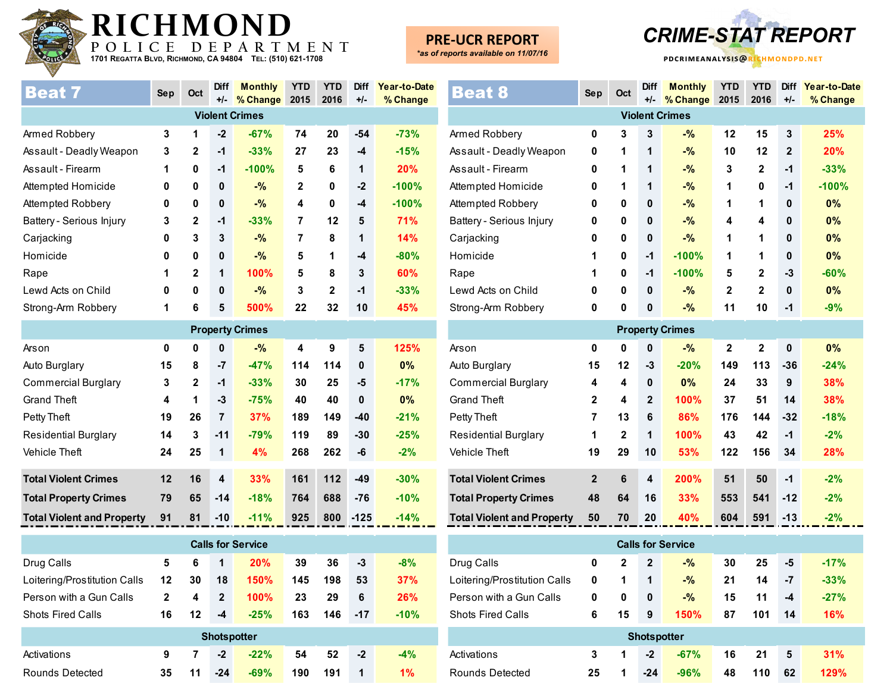# RICHMOND POLICE DEPARTMENT

1701 Regatta Blvd, Richmond, CA 94804 Tel: (510) 621-1708

**PRE-UCR REPORT**
*as of reports available on 11/07/16

**CRIME-STAT REPORT**

PDCRIMEANALYSIS@RICHMONDPD.NET

## Beat 7

| Beat 7 | Sep | Oct | Diff +/- | Monthly % Change | YTD 2015 | YTD 2016 | Diff +/- | Year-to-Date % Change |
|---|---|---|---|---|---|---|---|---|
| **Violent Crimes** | | | | | | | | |
| Armed Robbery | 3 | 1 | -2 | -67% | 74 | 20 | -54 | -73% |
| Assault - Deadly Weapon | 3 | 2 | -1 | -33% | 27 | 23 | -4 | -15% |
| Assault - Firearm | 1 | 0 | -1 | -100% | 5 | 6 | 1 | 20% |
| Attempted Homicide | 0 | 0 | 0 | -% | 2 | 0 | -2 | -100% |
| Attempted Robbery | 0 | 0 | 0 | -% | 4 | 0 | -4 | -100% |
| Battery - Serious Injury | 3 | 2 | -1 | -33% | 7 | 12 | 5 | 71% |
| Carjacking | 0 | 3 | 3 | -% | 7 | 8 | 1 | 14% |
| Homicide | 0 | 0 | 0 | -% | 5 | 1 | -4 | -80% |
| Rape | 1 | 2 | 1 | 100% | 5 | 8 | 3 | 60% |
| Lewd Acts on Child | 0 | 0 | 0 | -% | 3 | 2 | -1 | -33% |
| Strong-Arm Robbery | 1 | 6 | 5 | 500% | 22 | 32 | 10 | 45% |
| **Property Crimes** | | | | | | | | |
| Arson | 0 | 0 | 0 | -% | 4 | 9 | 5 | 125% |
| Auto Burglary | 15 | 8 | -7 | -47% | 114 | 114 | 0 | 0% |
| Commercial Burglary | 3 | 2 | -1 | -33% | 30 | 25 | -5 | -17% |
| Grand Theft | 4 | 1 | -3 | -75% | 40 | 40 | 0 | 0% |
| Petty Theft | 19 | 26 | 7 | 37% | 189 | 149 | -40 | -21% |
| Residential Burglary | 14 | 3 | -11 | -79% | 119 | 89 | -30 | -25% |
| Vehicle Theft | 24 | 25 | 1 | 4% | 268 | 262 | -6 | -2% |
| **Total Violent Crimes** | 12 | 16 | 4 | 33% | 161 | 112 | -49 | -30% |
| **Total Property Crimes** | 79 | 65 | -14 | -18% | 764 | 688 | -76 | -10% |
| **Total Violent and Property** | 91 | 81 | -10 | -11% | 925 | 800 | -125 | -14% |
| **Calls for Service** | | | | | | | | |
| Drug Calls | 5 | 6 | 1 | 20% | 39 | 36 | -3 | -8% |
| Loitering/Prostitution Calls | 12 | 30 | 18 | 150% | 145 | 198 | 53 | 37% |
| Person with a Gun Calls | 2 | 4 | 2 | 100% | 23 | 29 | 6 | 26% |
| Shots Fired Calls | 16 | 12 | -4 | -25% | 163 | 146 | -17 | -10% |
| **Shotspotter** | | | | | | | | |
| Activations | 9 | 7 | -2 | -22% | 54 | 52 | -2 | -4% |
| Rounds Detected | 35 | 11 | -24 | -69% | 190 | 191 | 1 | 1% |

## Beat 8

| Beat 8 | Sep | Oct | Diff +/- | Monthly % Change | YTD 2015 | YTD 2016 | Diff +/- | Year-to-Date % Change |
|---|---|---|---|---|---|---|---|---|
| **Violent Crimes** | | | | | | | | |
| Armed Robbery | 0 | 3 | 3 | -% | 12 | 15 | 3 | 25% |
| Assault - Deadly Weapon | 0 | 1 | 1 | -% | 10 | 12 | 2 | 20% |
| Assault - Firearm | 0 | 1 | 1 | -% | 3 | 2 | -1 | -33% |
| Attempted Homicide | 0 | 1 | 1 | -% | 1 | 0 | -1 | -100% |
| Attempted Robbery | 0 | 0 | 0 | -% | 1 | 1 | 0 | 0% |
| Battery - Serious Injury | 0 | 0 | 0 | -% | 4 | 4 | 0 | 0% |
| Carjacking | 0 | 0 | 0 | -% | 1 | 1 | 0 | 0% |
| Homicide | 1 | 0 | -1 | -100% | 1 | 1 | 0 | 0% |
| Rape | 1 | 0 | -1 | -100% | 5 | 2 | -3 | -60% |
| Lewd Acts on Child | 0 | 0 | 0 | -% | 2 | 2 | 0 | 0% |
| Strong-Arm Robbery | 0 | 0 | 0 | -% | 11 | 10 | -1 | -9% |
| **Property Crimes** | | | | | | | | |
| Arson | 0 | 0 | 0 | -% | 2 | 2 | 0 | 0% |
| Auto Burglary | 15 | 12 | -3 | -20% | 149 | 113 | -36 | -24% |
| Commercial Burglary | 4 | 4 | 0 | 0% | 24 | 33 | 9 | 38% |
| Grand Theft | 2 | 4 | 2 | 100% | 37 | 51 | 14 | 38% |
| Petty Theft | 7 | 13 | 6 | 86% | 176 | 144 | -32 | -18% |
| Residential Burglary | 1 | 2 | 1 | 100% | 43 | 42 | -1 | -2% |
| Vehicle Theft | 19 | 29 | 10 | 53% | 122 | 156 | 34 | 28% |
| **Total Violent Crimes** | 2 | 6 | 4 | 200% | 51 | 50 | -1 | -2% |
| **Total Property Crimes** | 48 | 64 | 16 | 33% | 553 | 541 | -12 | -2% |
| **Total Violent and Property** | 50 | 70 | 20 | 40% | 604 | 591 | -13 | -2% |
| **Calls for Service** | | | | | | | | |
| Drug Calls | 0 | 2 | 2 | -% | 30 | 25 | -5 | -17% |
| Loitering/Prostitution Calls | 0 | 1 | 1 | -% | 21 | 14 | -7 | -33% |
| Person with a Gun Calls | 0 | 0 | 0 | -% | 15 | 11 | -4 | -27% |
| Shots Fired Calls | 6 | 15 | 9 | 150% | 87 | 101 | 14 | 16% |
| **Shotspotter** | | | | | | | | |
| Activations | 3 | 1 | -2 | -67% | 16 | 21 | 5 | 31% |
| Rounds Detected | 25 | 1 | -24 | -96% | 48 | 110 | 62 | 129% |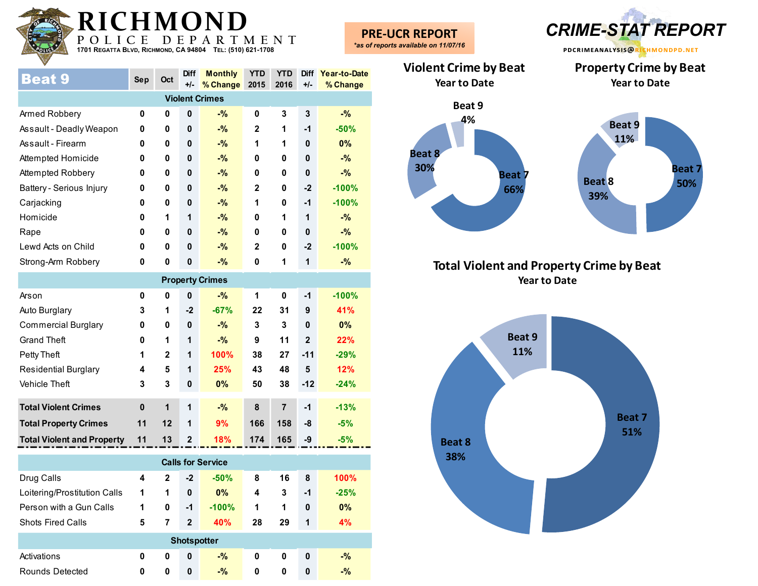# RICHMOND

POLICE DEPARTMENT

1701 Regatta Blvd, Richmond, CA 94804 Tel: (510) 621-1708

**PRE-UCR REPORT**
*as of reports available on 11/07/16*

**CRIME-STAT REPORT**

PDCRIMEANALYSIS@RICHMONDPD.NET

| Beat 9 | Sep | Oct | Diff +/- | Monthly % Change | YTD 2015 | YTD 2016 | Diff +/- | Year-to-Date % Change |
|---|---|---|---|---|---|---|---|---|
| **Violent Crimes** | | | | | | | | |
| Armed Robbery | 0 | 0 | 0 | -% | 0 | 3 | 3 | -% |
| Assault - Deadly Weapon | 0 | 0 | 0 | -% | 2 | 1 | -1 | -50% |
| Assault - Firearm | 0 | 0 | 0 | -% | 1 | 1 | 0 | 0% |
| Attempted Homicide | 0 | 0 | 0 | -% | 0 | 0 | 0 | -% |
| Attempted Robbery | 0 | 0 | 0 | -% | 0 | 0 | 0 | -% |
| Battery - Serious Injury | 0 | 0 | 0 | -% | 2 | 0 | -2 | -100% |
| Carjacking | 0 | 0 | 0 | -% | 1 | 0 | -1 | -100% |
| Homicide | 0 | 1 | 1 | -% | 0 | 1 | 1 | -% |
| Rape | 0 | 0 | 0 | -% | 0 | 0 | 0 | -% |
| Lewd Acts on Child | 0 | 0 | 0 | -% | 2 | 0 | -2 | -100% |
| Strong-Arm Robbery | 0 | 0 | 0 | -% | 0 | 1 | 1 | -% |
| **Property Crimes** | | | | | | | | |
| Arson | 0 | 0 | 0 | -% | 1 | 0 | -1 | -100% |
| Auto Burglary | 3 | 1 | -2 | -67% | 22 | 31 | 9 | 41% |
| Commercial Burglary | 0 | 0 | 0 | -% | 3 | 3 | 0 | 0% |
| Grand Theft | 0 | 1 | 1 | -% | 9 | 11 | 2 | 22% |
| Petty Theft | 1 | 2 | 1 | 100% | 38 | 27 | -11 | -29% |
| Residential Burglary | 4 | 5 | 1 | 25% | 43 | 48 | 5 | 12% |
| Vehicle Theft | 3 | 3 | 0 | 0% | 50 | 38 | -12 | -24% |
| **Total Violent Crimes** | 0 | 1 | 1 | -% | 8 | 7 | -1 | -13% |
| **Total Property Crimes** | 11 | 12 | 1 | 9% | 166 | 158 | -8 | -5% |
| **Total Violent and Property** | 11 | 13 | 2 | 18% | 174 | 165 | -9 | -5% |
| **Calls for Service** | | | | | | | | |
| Drug Calls | 4 | 2 | -2 | -50% | 8 | 16 | 8 | 100% |
| Loitering/Prostitution Calls | 1 | 1 | 0 | 0% | 4 | 3 | -1 | -25% |
| Person with a Gun Calls | 1 | 0 | -1 | -100% | 1 | 1 | 0 | 0% |
| Shots Fired Calls | 5 | 7 | 2 | 40% | 28 | 29 | 1 | 4% |
| **Shotspotter** | | | | | | | | |
| Activations | 0 | 0 | 0 | -% | 0 | 0 | 0 | -% |
| Rounds Detected | 0 | 0 | 0 | -% | 0 | 0 | 0 | -% |

**Violent Crime by Beat**
Year to Date

Beat 9
4%

Beat 8
30%

Beat 7
66%

**Property Crime by Beat**
Year to Date

Beat 9
11%

Beat 8
39%

Beat 7
50%

**Total Violent and Property Crime by Beat**
Year to Date

Beat 9
11%

Beat 8
38%

Beat 7
51%